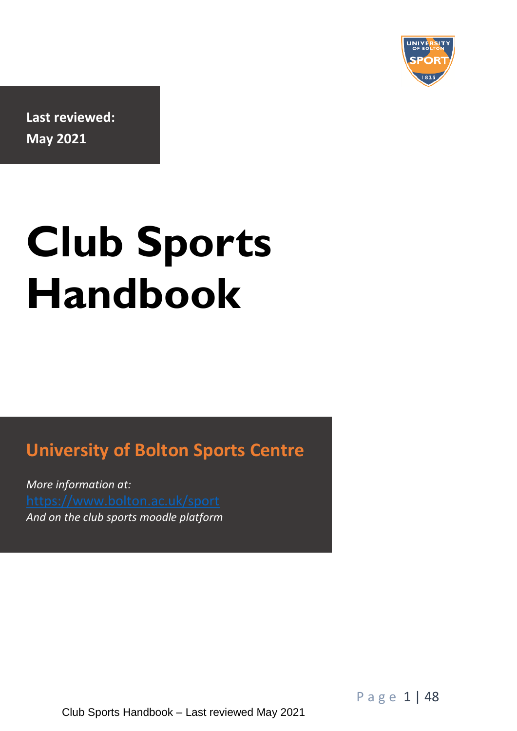**Last reviewed:**
**May 2021**

# Club Sports Handbook

## University of Bolton Sports Centre

*More information at:*
https://www.bolton.ac.uk/sport
*And on the club sports moodle platform*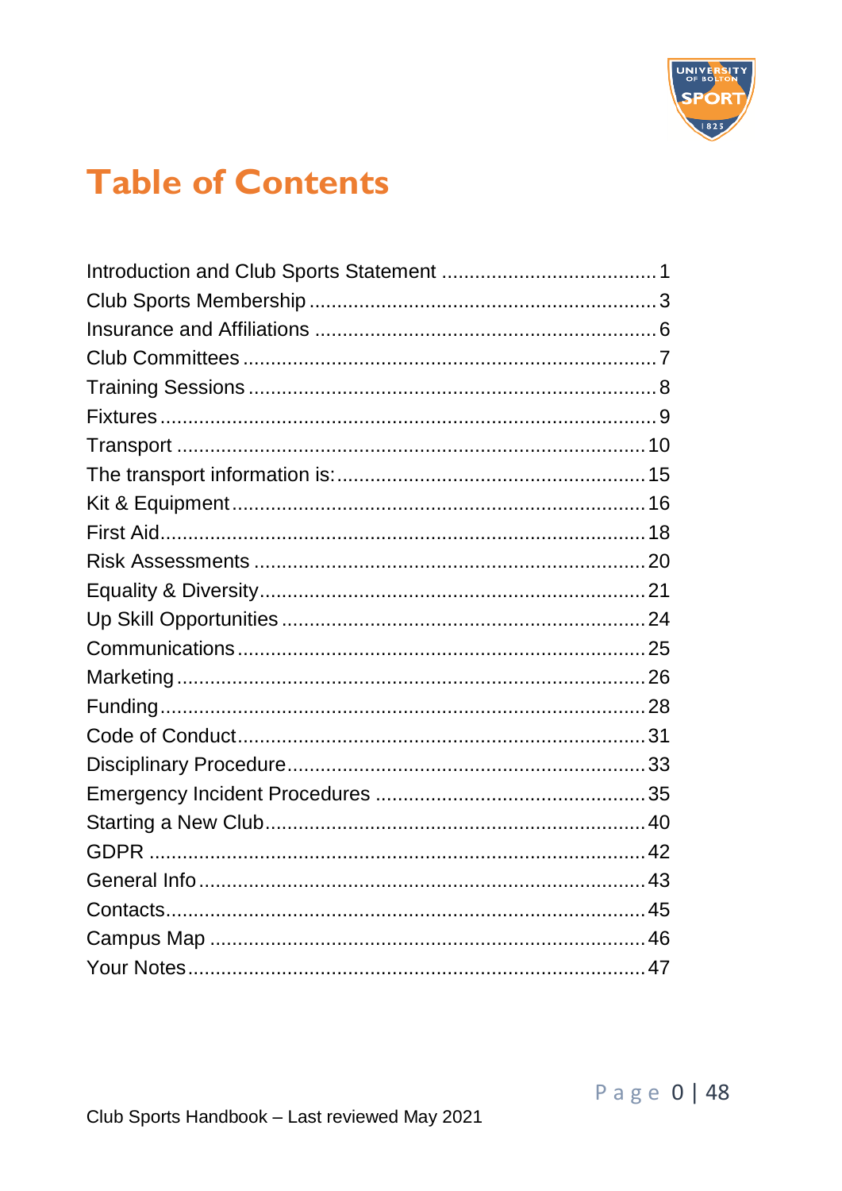# Table of Contents

| | |
|---|---|
| Introduction and Club Sports Statement | 1 |
| Club Sports Membership | 3 |
| Insurance and Affiliations | 6 |
| Club Committees | 7 |
| Training Sessions | 8 |
| Fixtures | 9 |
| Transport | 10 |
| The transport information is: | 15 |
| Kit & Equipment | 16 |
| First Aid | 18 |
| Risk Assessments | 20 |
| Equality & Diversity | 21 |
| Up Skill Opportunities | 24 |
| Communications | 25 |
| Marketing | 26 |
| Funding | 28 |
| Code of Conduct | 31 |
| Disciplinary Procedure | 33 |
| Emergency Incident Procedures | 35 |
| Starting a New Club | 40 |
| GDPR | 42 |
| General Info | 43 |
| Contacts | 45 |
| Campus Map | 46 |
| Your Notes | 47 |

Club Sports Handbook – Last reviewed May 2021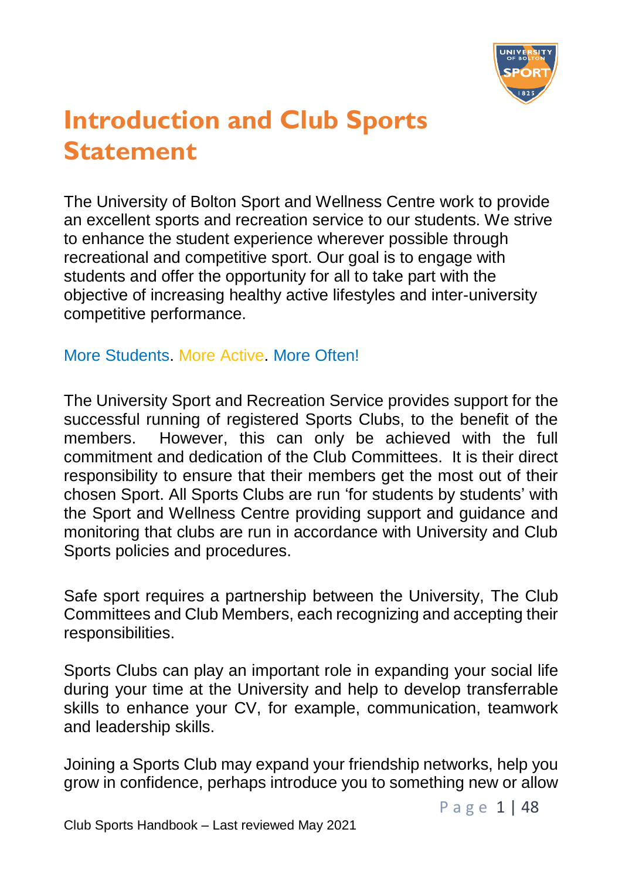# Introduction and Club Sports Statement

The University of Bolton Sport and Wellness Centre work to provide an excellent sports and recreation service to our students. We strive to enhance the student experience wherever possible through recreational and competitive sport. Our goal is to engage with students and offer the opportunity for all to take part with the objective of increasing healthy active lifestyles and inter-university competitive performance.

More Students. More Active. More Often!

The University Sport and Recreation Service provides support for the successful running of registered Sports Clubs, to the benefit of the members. However, this can only be achieved with the full commitment and dedication of the Club Committees. It is their direct responsibility to ensure that their members get the most out of their chosen Sport. All Sports Clubs are run 'for students by students' with the Sport and Wellness Centre providing support and guidance and monitoring that clubs are run in accordance with University and Club Sports policies and procedures.

Safe sport requires a partnership between the University, The Club Committees and Club Members, each recognizing and accepting their responsibilities.

Sports Clubs can play an important role in expanding your social life during your time at the University and help to develop transferrable skills to enhance your CV, for example, communication, teamwork and leadership skills.

Joining a Sports Club may expand your friendship networks, help you grow in confidence, perhaps introduce you to something new or allow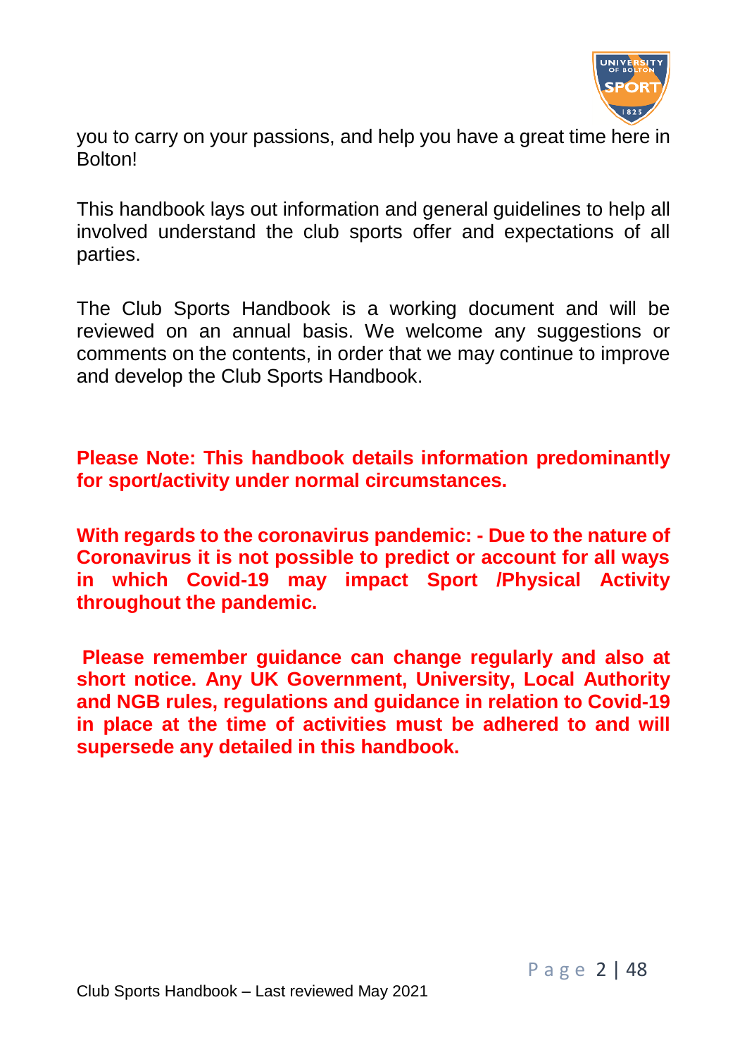you to carry on your passions, and help you have a great time here in Bolton!

This handbook lays out information and general guidelines to help all involved understand the club sports offer and expectations of all parties.

The Club Sports Handbook is a working document and will be reviewed on an annual basis. We welcome any suggestions or comments on the contents, in order that we may continue to improve and develop the Club Sports Handbook.

**Please Note: This handbook details information predominantly for sport/activity under normal circumstances.**

**With regards to the coronavirus pandemic: - Due to the nature of Coronavirus it is not possible to predict or account for all ways in which Covid-19 may impact Sport /Physical Activity throughout the pandemic.**

**Please remember guidance can change regularly and also at short notice. Any UK Government, University, Local Authority and NGB rules, regulations and guidance in relation to Covid-19 in place at the time of activities must be adhered to and will supersede any detailed in this handbook.**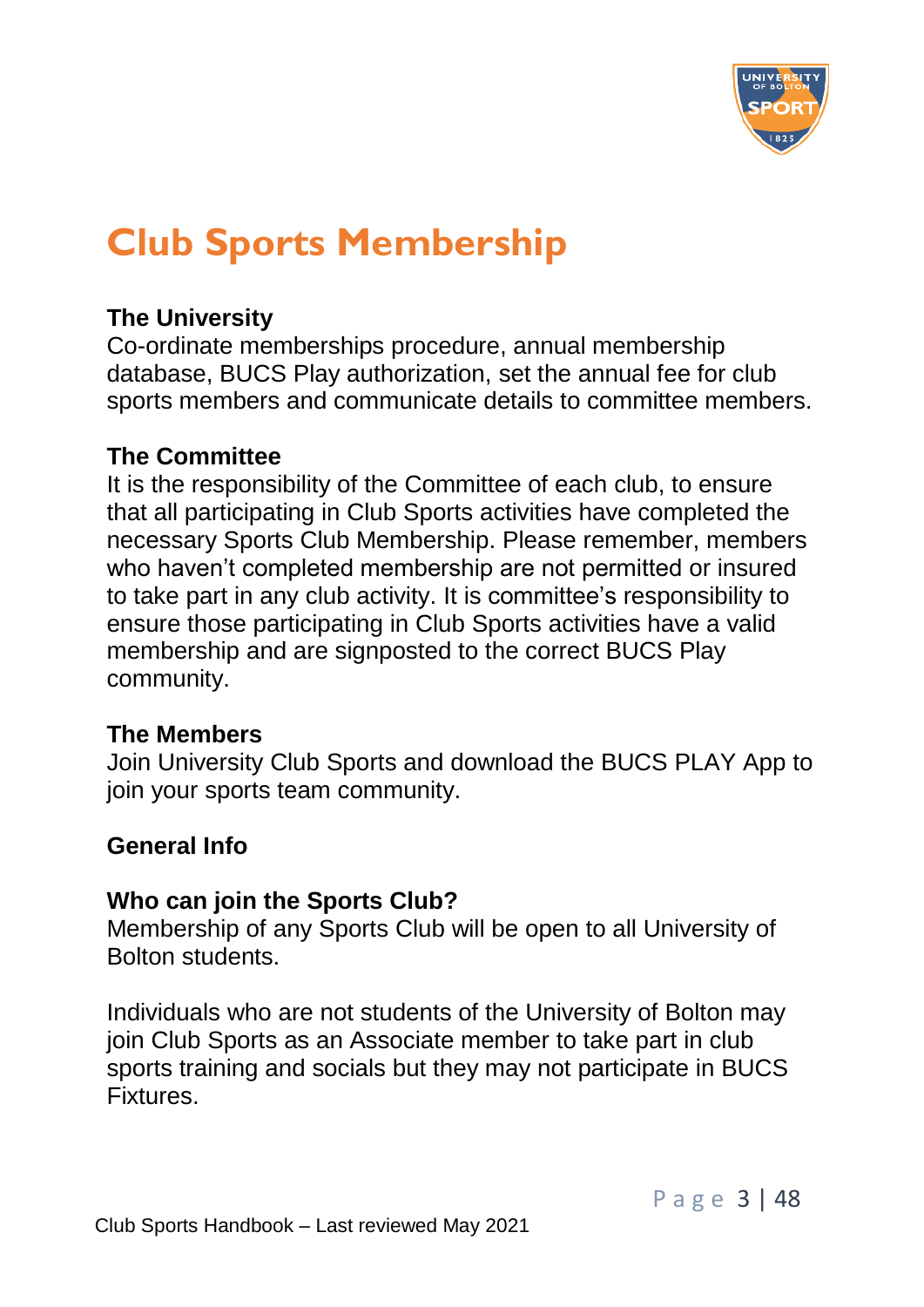# Club Sports Membership

**The University**

Co-ordinate memberships procedure, annual membership database, BUCS Play authorization, set the annual fee for club sports members and communicate details to committee members.

**The Committee**

It is the responsibility of the Committee of each club, to ensure that all participating in Club Sports activities have completed the necessary Sports Club Membership. Please remember, members who haven't completed membership are not permitted or insured to take part in any club activity. It is committee's responsibility to ensure those participating in Club Sports activities have a valid membership and are signposted to the correct BUCS Play community.

**The Members**

Join University Club Sports and download the BUCS PLAY App to join your sports team community.

**General Info**

**Who can join the Sports Club?**

Membership of any Sports Club will be open to all University of Bolton students.

Individuals who are not students of the University of Bolton may join Club Sports as an Associate member to take part in club sports training and socials but they may not participate in BUCS Fixtures.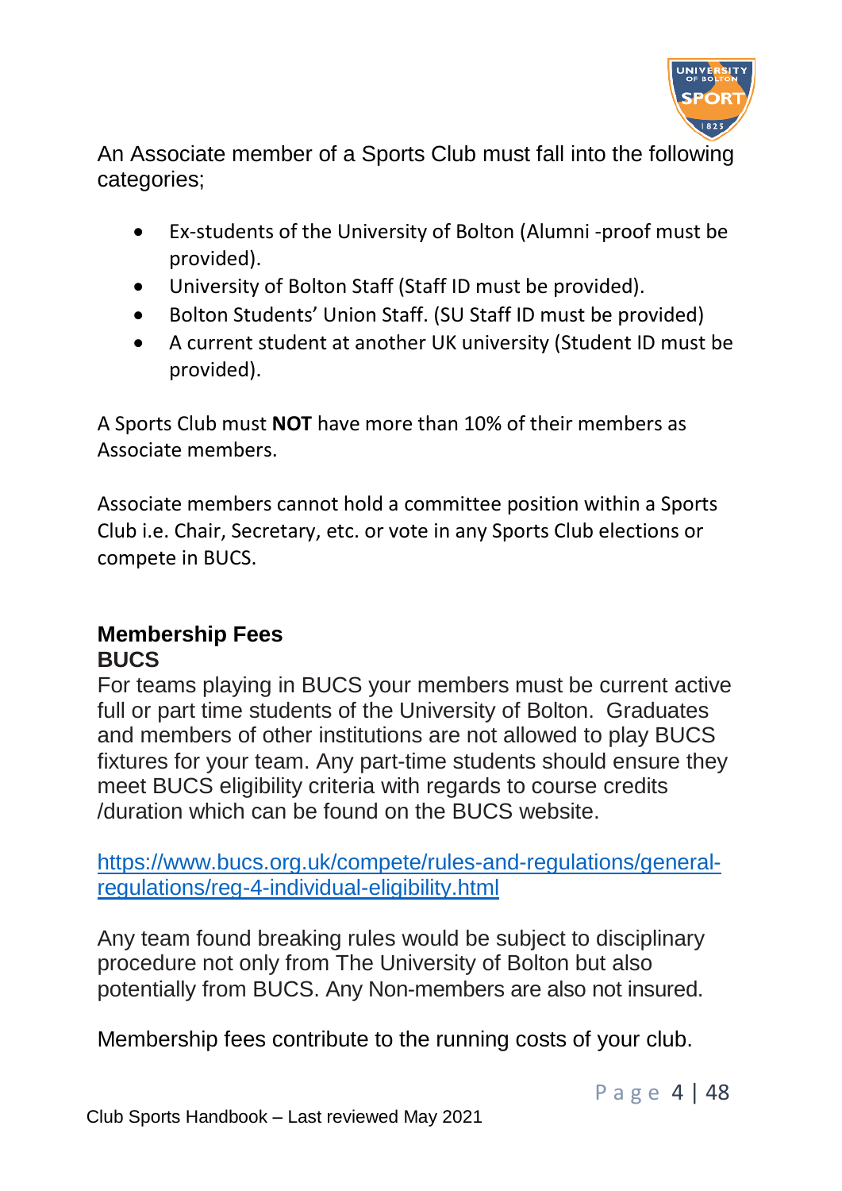An Associate member of a Sports Club must fall into the following categories;

- Ex-students of the University of Bolton (Alumni -proof must be provided).
- University of Bolton Staff (Staff ID must be provided).
- Bolton Students' Union Staff. (SU Staff ID must be provided)
- A current student at another UK university (Student ID must be provided).

A Sports Club must **NOT** have more than 10% of their members as Associate members.

Associate members cannot hold a committee position within a Sports Club i.e. Chair, Secretary, etc. or vote in any Sports Club elections or compete in BUCS.

## Membership Fees

### BUCS

For teams playing in BUCS your members must be current active full or part time students of the University of Bolton. Graduates and members of other institutions are not allowed to play BUCS fixtures for your team. Any part-time students should ensure they meet BUCS eligibility criteria with regards to course credits /duration which can be found on the BUCS website.

https://www.bucs.org.uk/compete/rules-and-regulations/general-regulations/reg-4-individual-eligibility.html

Any team found breaking rules would be subject to disciplinary procedure not only from The University of Bolton but also potentially from BUCS. Any Non-members are also not insured.

Membership fees contribute to the running costs of your club.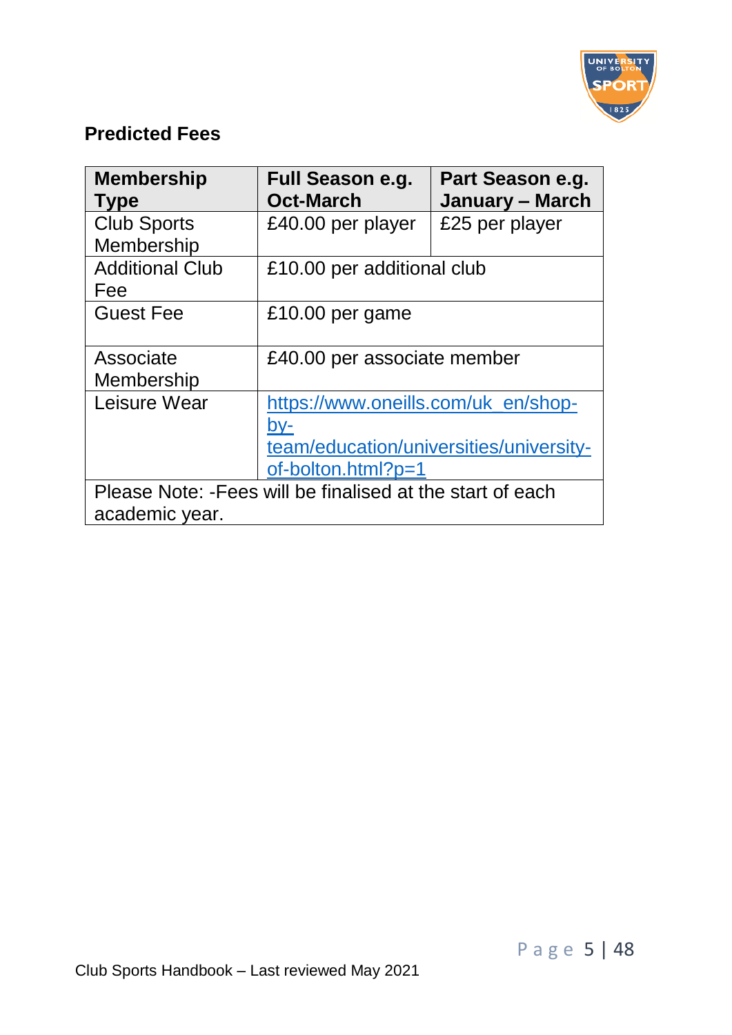## Predicted Fees

| Membership Type | Full Season e.g. Oct-March | Part Season e.g. January – March |
|---|---|---|
| Club Sports Membership | £40.00 per player | £25 per player |
| Additional Club Fee | £10.00 per additional club | |
| Guest Fee | £10.00 per game | |
| Associate Membership | £40.00 per associate member | |
| Leisure Wear | https://www.oneills.com/uk_en/shop-by-team/education/universities/university-of-bolton.html?p=1 | |
| Please Note: -Fees will be finalised at the start of each academic year. | | |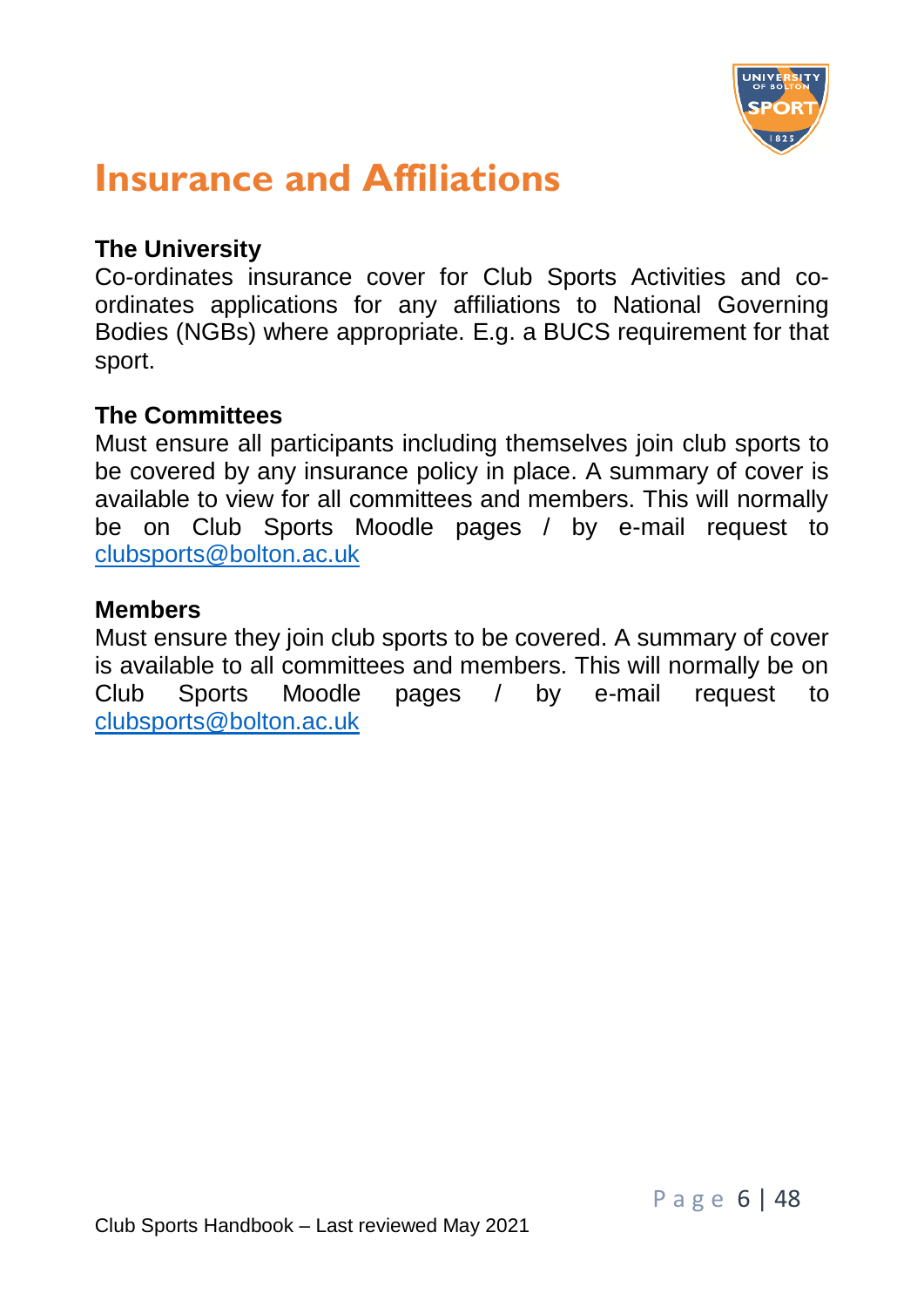# Insurance and Affiliations

**The University**
Co-ordinates insurance cover for Club Sports Activities and co-ordinates applications for any affiliations to National Governing Bodies (NGBs) where appropriate. E.g. a BUCS requirement for that sport.

**The Committees**
Must ensure all participants including themselves join club sports to be covered by any insurance policy in place. A summary of cover is available to view for all committees and members. This will normally be on Club Sports Moodle pages / by e-mail request to [clubsports@bolton.ac.uk](mailto:clubsports@bolton.ac.uk)

**Members**
Must ensure they join club sports to be covered. A summary of cover is available to all committees and members. This will normally be on Club Sports Moodle pages / by e-mail request to [clubsports@bolton.ac.uk](mailto:clubsports@bolton.ac.uk)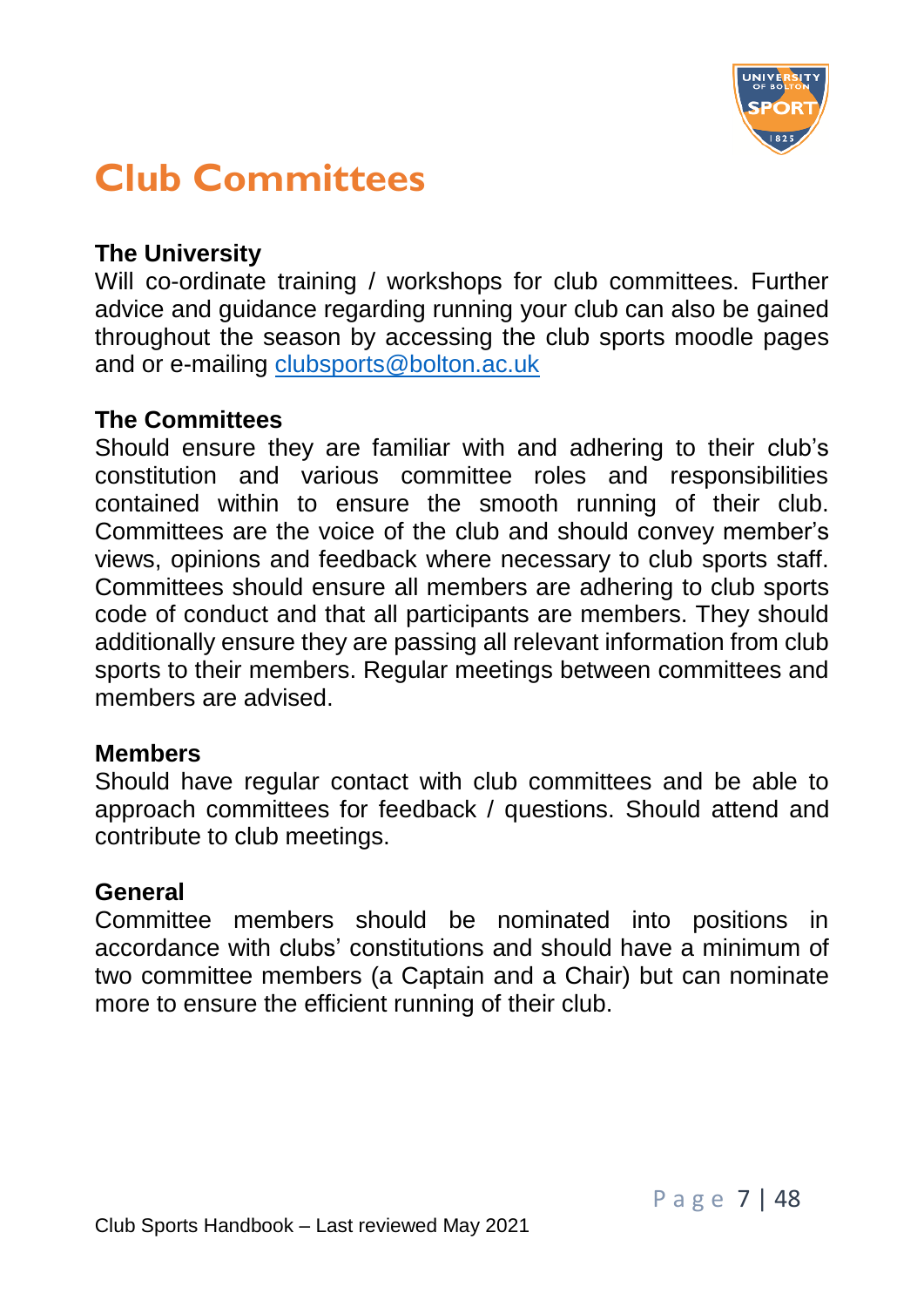# Club Committees

**The University**

Will co-ordinate training / workshops for club committees. Further advice and guidance regarding running your club can also be gained throughout the season by accessing the club sports moodle pages and or e-mailing clubsports@bolton.ac.uk

**The Committees**

Should ensure they are familiar with and adhering to their club's constitution and various committee roles and responsibilities contained within to ensure the smooth running of their club. Committees are the voice of the club and should convey member's views, opinions and feedback where necessary to club sports staff. Committees should ensure all members are adhering to club sports code of conduct and that all participants are members. They should additionally ensure they are passing all relevant information from club sports to their members. Regular meetings between committees and members are advised.

**Members**

Should have regular contact with club committees and be able to approach committees for feedback / questions. Should attend and contribute to club meetings.

**General**

Committee members should be nominated into positions in accordance with clubs' constitutions and should have a minimum of two committee members (a Captain and a Chair) but can nominate more to ensure the efficient running of their club.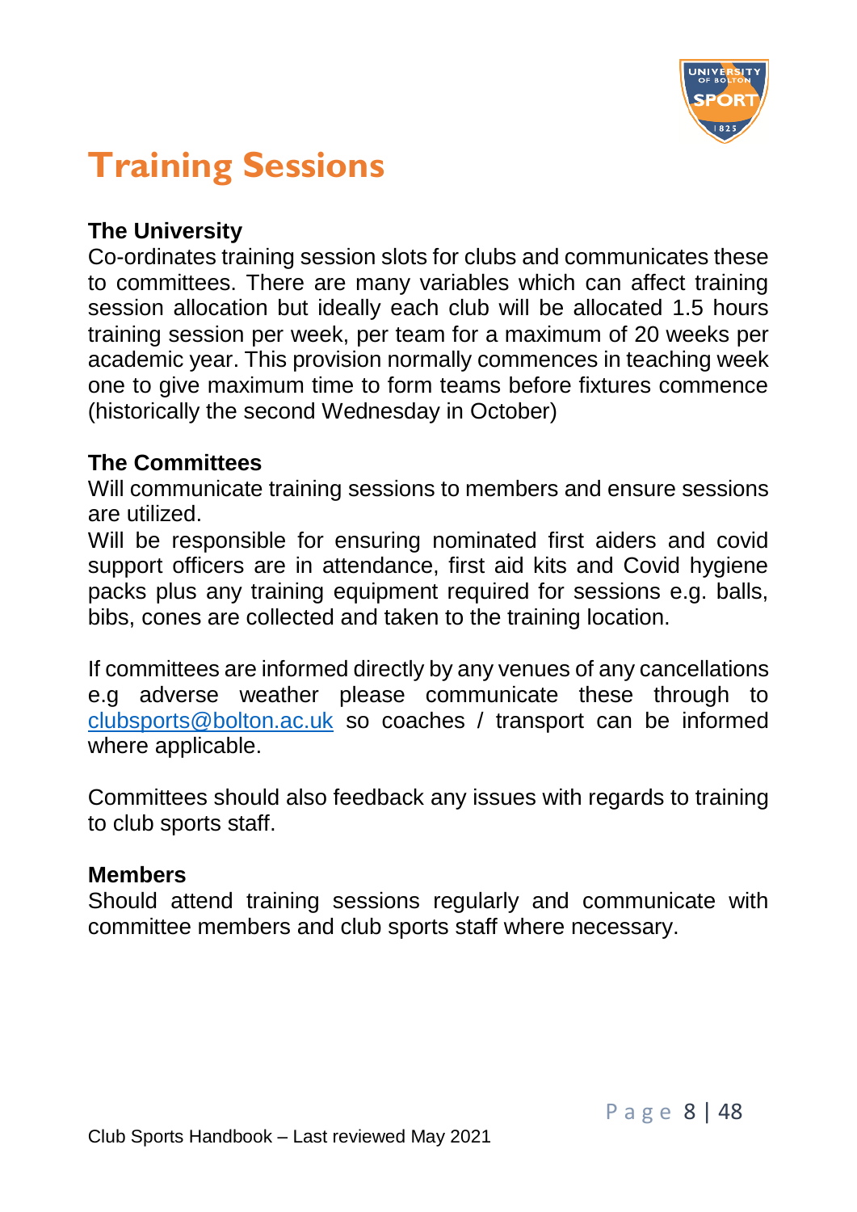# Training Sessions

**The University**

Co-ordinates training session slots for clubs and communicates these to committees. There are many variables which can affect training session allocation but ideally each club will be allocated 1.5 hours training session per week, per team for a maximum of 20 weeks per academic year. This provision normally commences in teaching week one to give maximum time to form teams before fixtures commence (historically the second Wednesday in October)

**The Committees**

Will communicate training sessions to members and ensure sessions are utilized.

Will be responsible for ensuring nominated first aiders and covid support officers are in attendance, first aid kits and Covid hygiene packs plus any training equipment required for sessions e.g. balls, bibs, cones are collected and taken to the training location.

If committees are informed directly by any venues of any cancellations e.g adverse weather please communicate these through to clubsports@bolton.ac.uk so coaches / transport can be informed where applicable.

Committees should also feedback any issues with regards to training to club sports staff.

**Members**

Should attend training sessions regularly and communicate with committee members and club sports staff where necessary.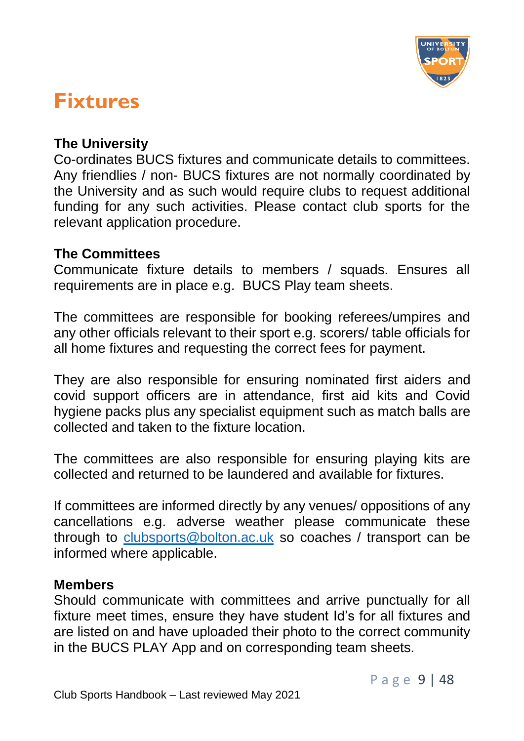# Fixtures

**The University**
Co-ordinates BUCS fixtures and communicate details to committees. Any friendlies / non- BUCS fixtures are not normally coordinated by the University and as such would require clubs to request additional funding for any such activities. Please contact club sports for the relevant application procedure.

**The Committees**
Communicate fixture details to members / squads. Ensures all requirements are in place e.g. BUCS Play team sheets.

The committees are responsible for booking referees/umpires and any other officials relevant to their sport e.g. scorers/ table officials for all home fixtures and requesting the correct fees for payment.

They are also responsible for ensuring nominated first aiders and covid support officers are in attendance, first aid kits and Covid hygiene packs plus any specialist equipment such as match balls are collected and taken to the fixture location.

The committees are also responsible for ensuring playing kits are collected and returned to be laundered and available for fixtures.

If committees are informed directly by any venues/ oppositions of any cancellations e.g. adverse weather please communicate these through to [clubsports@bolton.ac.uk](mailto:clubsports@bolton.ac.uk) so coaches / transport can be informed where applicable.

**Members**
Should communicate with committees and arrive punctually for all fixture meet times, ensure they have student Id's for all fixtures and are listed on and have uploaded their photo to the correct community in the BUCS PLAY App and on corresponding team sheets.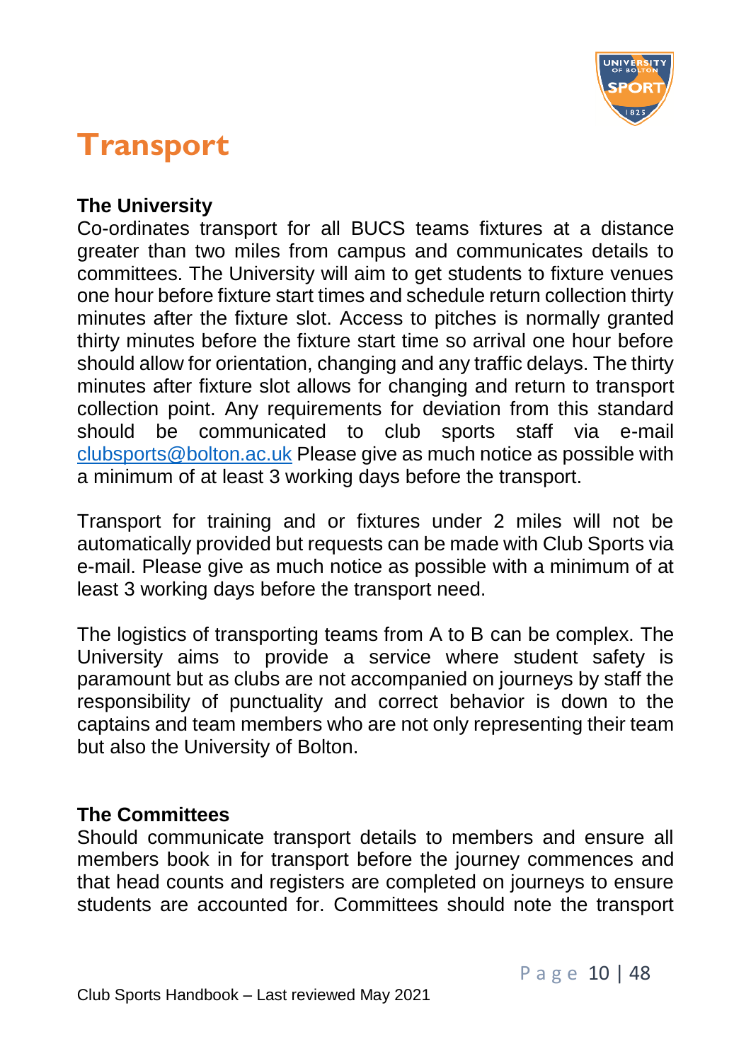# Transport

**The University**

Co-ordinates transport for all BUCS teams fixtures at a distance greater than two miles from campus and communicates details to committees. The University will aim to get students to fixture venues one hour before fixture start times and schedule return collection thirty minutes after the fixture slot. Access to pitches is normally granted thirty minutes before the fixture start time so arrival one hour before should allow for orientation, changing and any traffic delays. The thirty minutes after fixture slot allows for changing and return to transport collection point. Any requirements for deviation from this standard should be communicated to club sports staff via e-mail clubsports@bolton.ac.uk Please give as much notice as possible with a minimum of at least 3 working days before the transport.

Transport for training and or fixtures under 2 miles will not be automatically provided but requests can be made with Club Sports via e-mail. Please give as much notice as possible with a minimum of at least 3 working days before the transport need.

The logistics of transporting teams from A to B can be complex. The University aims to provide a service where student safety is paramount but as clubs are not accompanied on journeys by staff the responsibility of punctuality and correct behavior is down to the captains and team members who are not only representing their team but also the University of Bolton.

**The Committees**

Should communicate transport details to members and ensure all members book in for transport before the journey commences and that head counts and registers are completed on journeys to ensure students are accounted for. Committees should note the transport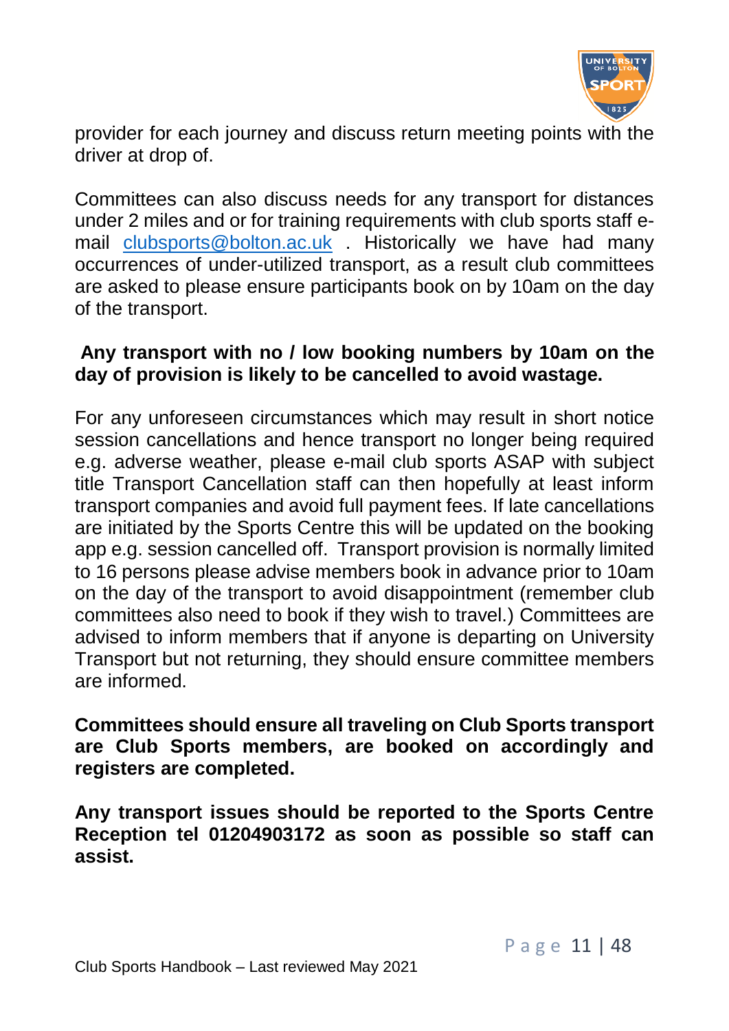provider for each journey and discuss return meeting points with the driver at drop of.

Committees can also discuss needs for any transport for distances under 2 miles and or for training requirements with club sports staff e-mail [clubsports@bolton.ac.uk](mailto:clubsports@bolton.ac.uk) . Historically we have had many occurrences of under-utilized transport, as a result club committees are asked to please ensure participants book on by 10am on the day of the transport.

**Any transport with no / low booking numbers by 10am on the day of provision is likely to be cancelled to avoid wastage.**

For any unforeseen circumstances which may result in short notice session cancellations and hence transport no longer being required e.g. adverse weather, please e-mail club sports ASAP with subject title Transport Cancellation staff can then hopefully at least inform transport companies and avoid full payment fees. If late cancellations are initiated by the Sports Centre this will be updated on the booking app e.g. session cancelled off. Transport provision is normally limited to 16 persons please advise members book in advance prior to 10am on the day of the transport to avoid disappointment (remember club committees also need to book if they wish to travel.) Committees are advised to inform members that if anyone is departing on University Transport but not returning, they should ensure committee members are informed.

**Committees should ensure all traveling on Club Sports transport are Club Sports members, are booked on accordingly and registers are completed.**

**Any transport issues should be reported to the Sports Centre Reception tel 01204903172 as soon as possible so staff can assist.**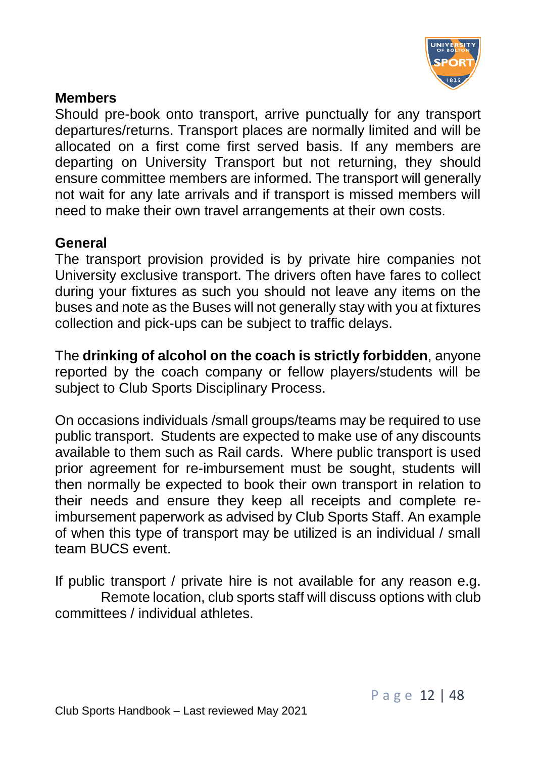### Members

Should pre-book onto transport, arrive punctually for any transport departures/returns. Transport places are normally limited and will be allocated on a first come first served basis. If any members are departing on University Transport but not returning, they should ensure committee members are informed. The transport will generally not wait for any late arrivals and if transport is missed members will need to make their own travel arrangements at their own costs.

### General

The transport provision provided is by private hire companies not University exclusive transport. The drivers often have fares to collect during your fixtures as such you should not leave any items on the buses and note as the Buses will not generally stay with you at fixtures collection and pick-ups can be subject to traffic delays.

The **drinking of alcohol on the coach is strictly forbidden**, anyone reported by the coach company or fellow players/students will be subject to Club Sports Disciplinary Process.

On occasions individuals /small groups/teams may be required to use public transport. Students are expected to make use of any discounts available to them such as Rail cards. Where public transport is used prior agreement for re-imbursement must be sought, students will then normally be expected to book their own transport in relation to their needs and ensure they keep all receipts and complete re-imbursement paperwork as advised by Club Sports Staff. An example of when this type of transport may be utilized is an individual / small team BUCS event.

If public transport / private hire is not available for any reason e.g. Remote location, club sports staff will discuss options with club committees / individual athletes.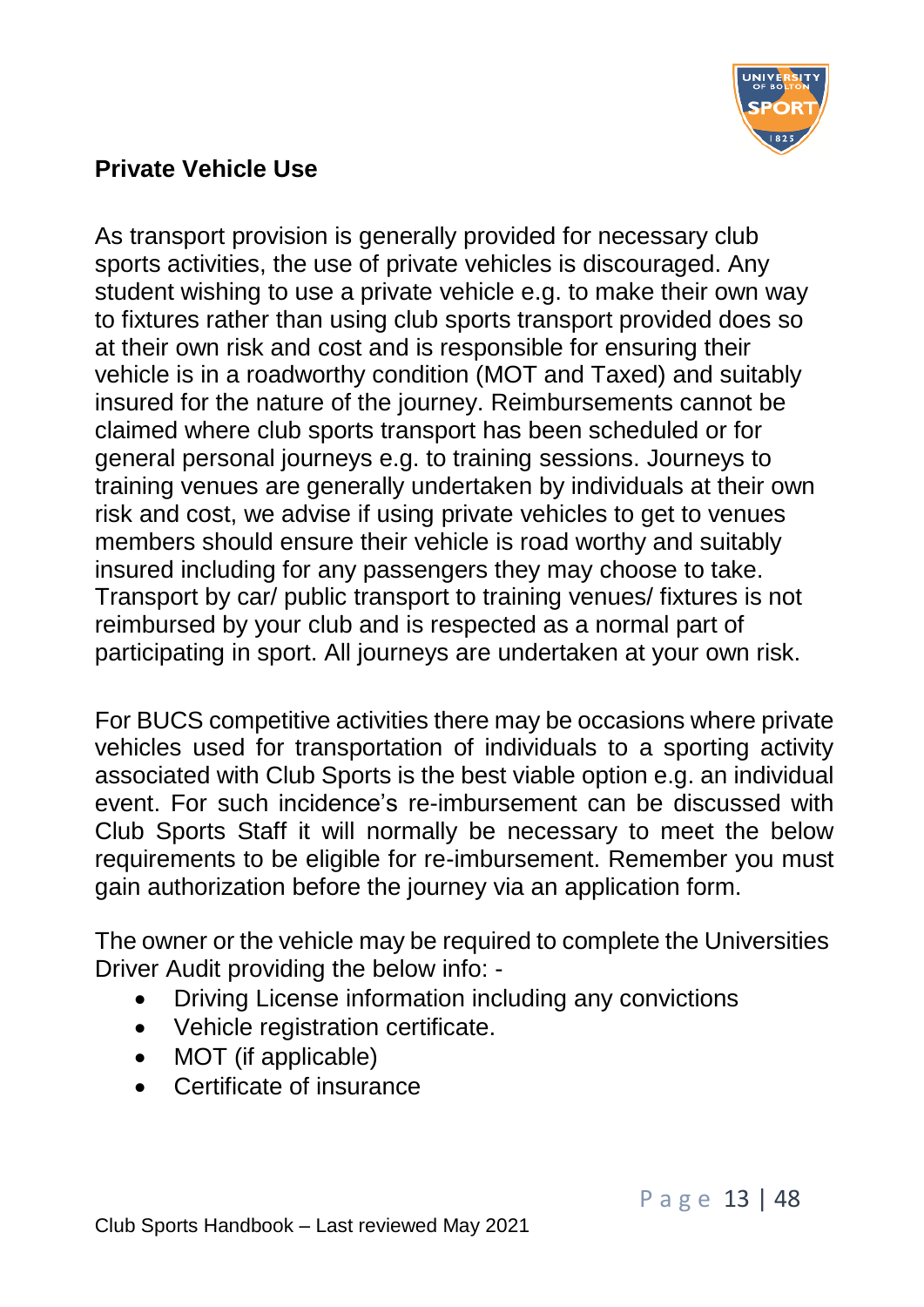## Private Vehicle Use

As transport provision is generally provided for necessary club sports activities, the use of private vehicles is discouraged. Any student wishing to use a private vehicle e.g. to make their own way to fixtures rather than using club sports transport provided does so at their own risk and cost and is responsible for ensuring their vehicle is in a roadworthy condition (MOT and Taxed) and suitably insured for the nature of the journey. Reimbursements cannot be claimed where club sports transport has been scheduled or for general personal journeys e.g. to training sessions. Journeys to training venues are generally undertaken by individuals at their own risk and cost, we advise if using private vehicles to get to venues members should ensure their vehicle is road worthy and suitably insured including for any passengers they may choose to take. Transport by car/ public transport to training venues/ fixtures is not reimbursed by your club and is respected as a normal part of participating in sport. All journeys are undertaken at your own risk.

For BUCS competitive activities there may be occasions where private vehicles used for transportation of individuals to a sporting activity associated with Club Sports is the best viable option e.g. an individual event. For such incidence's re-imbursement can be discussed with Club Sports Staff it will normally be necessary to meet the below requirements to be eligible for re-imbursement. Remember you must gain authorization before the journey via an application form.

The owner or the vehicle may be required to complete the Universities Driver Audit providing the below info: -

- Driving License information including any convictions
- Vehicle registration certificate.
- MOT (if applicable)
- Certificate of insurance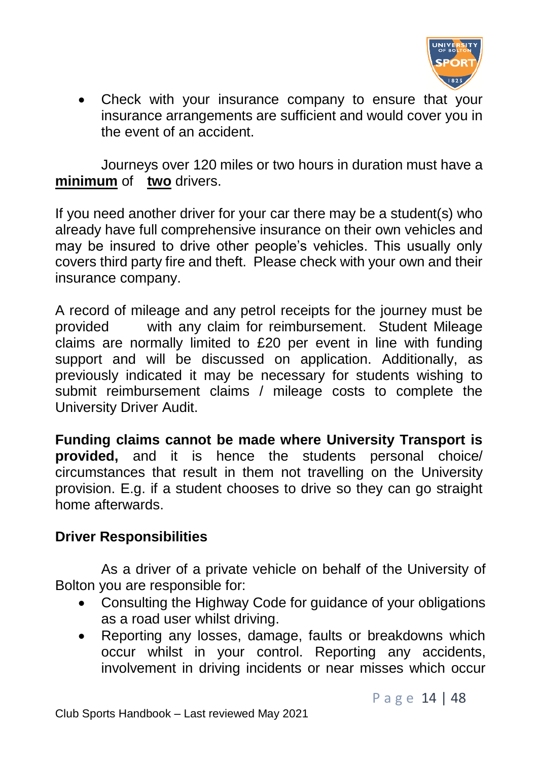- Check with your insurance company to ensure that your insurance arrangements are sufficient and would cover you in the event of an accident.

Journeys over 120 miles or two hours in duration must have a **minimum** of **two** drivers.

If you need another driver for your car there may be a student(s) who already have full comprehensive insurance on their own vehicles and may be insured to drive other people's vehicles. This usually only covers third party fire and theft. Please check with your own and their insurance company.

A record of mileage and any petrol receipts for the journey must be provided with any claim for reimbursement. Student Mileage claims are normally limited to £20 per event in line with funding support and will be discussed on application. Additionally, as previously indicated it may be necessary for students wishing to submit reimbursement claims / mileage costs to complete the University Driver Audit.

**Funding claims cannot be made where University Transport is provided,** and it is hence the students personal choice/ circumstances that result in them not travelling on the University provision. E.g. if a student chooses to drive so they can go straight home afterwards.

**Driver Responsibilities**

As a driver of a private vehicle on behalf of the University of Bolton you are responsible for:

- Consulting the Highway Code for guidance of your obligations as a road user whilst driving.
- Reporting any losses, damage, faults or breakdowns which occur whilst in your control. Reporting any accidents, involvement in driving incidents or near misses which occur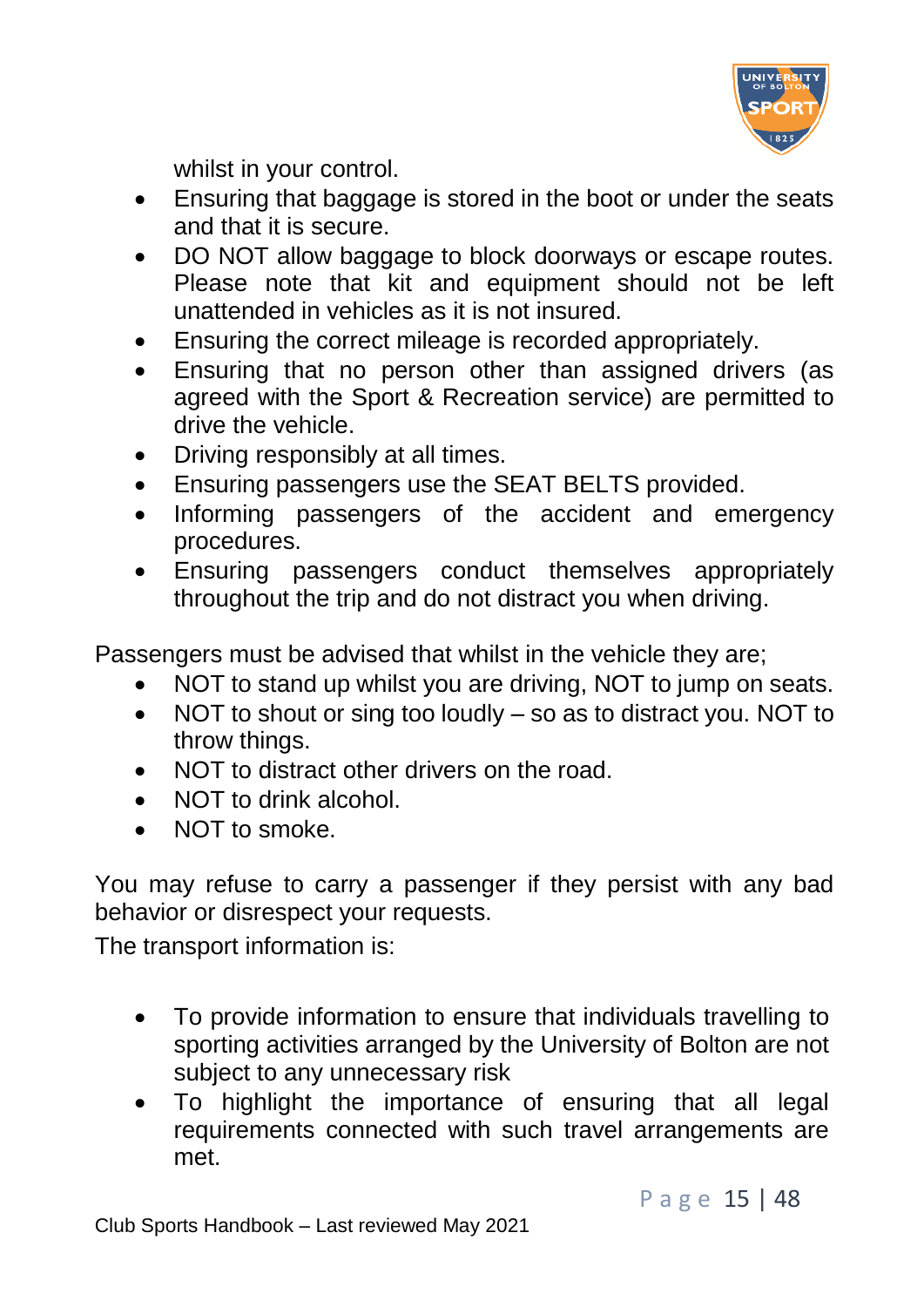whilst in your control.

- Ensuring that baggage is stored in the boot or under the seats and that it is secure.
- DO NOT allow baggage to block doorways or escape routes. Please note that kit and equipment should not be left unattended in vehicles as it is not insured.
- Ensuring the correct mileage is recorded appropriately.
- Ensuring that no person other than assigned drivers (as agreed with the Sport & Recreation service) are permitted to drive the vehicle.
- Driving responsibly at all times.
- Ensuring passengers use the SEAT BELTS provided.
- Informing passengers of the accident and emergency procedures.
- Ensuring passengers conduct themselves appropriately throughout the trip and do not distract you when driving.

Passengers must be advised that whilst in the vehicle they are;

- NOT to stand up whilst you are driving, NOT to jump on seats.
- NOT to shout or sing too loudly – so as to distract you. NOT to throw things.
- NOT to distract other drivers on the road.
- NOT to drink alcohol.
- NOT to smoke.

You may refuse to carry a passenger if they persist with any bad behavior or disrespect your requests.

The transport information is:

- To provide information to ensure that individuals travelling to sporting activities arranged by the University of Bolton are not subject to any unnecessary risk
- To highlight the importance of ensuring that all legal requirements connected with such travel arrangements are met.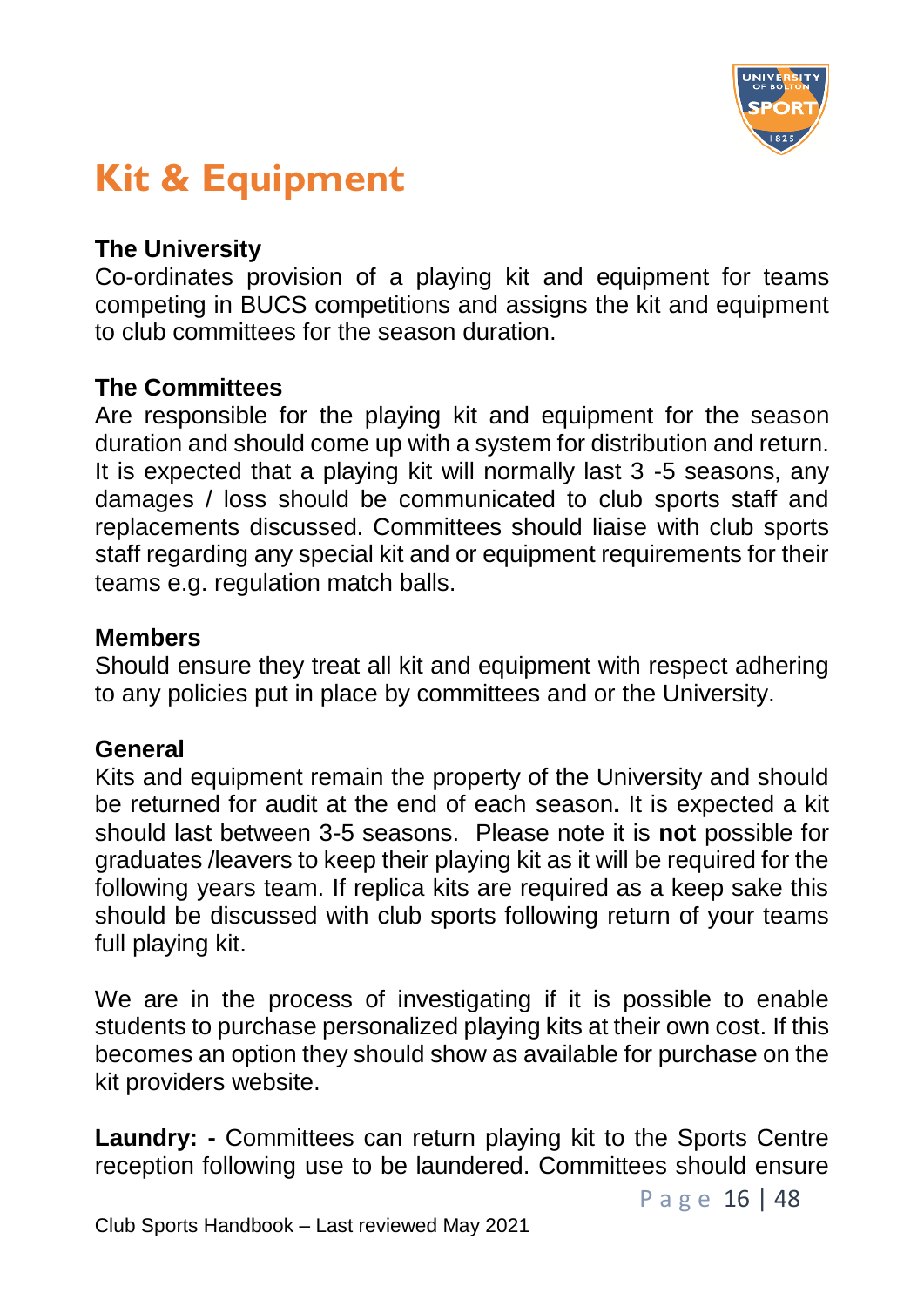# Kit & Equipment

**The University**
Co-ordinates provision of a playing kit and equipment for teams competing in BUCS competitions and assigns the kit and equipment to club committees for the season duration.

**The Committees**
Are responsible for the playing kit and equipment for the season duration and should come up with a system for distribution and return. It is expected that a playing kit will normally last 3 -5 seasons, any damages / loss should be communicated to club sports staff and replacements discussed. Committees should liaise with club sports staff regarding any special kit and or equipment requirements for their teams e.g. regulation match balls.

**Members**
Should ensure they treat all kit and equipment with respect adhering to any policies put in place by committees and or the University.

**General**
Kits and equipment remain the property of the University and should be returned for audit at the end of each season**.** It is expected a kit should last between 3-5 seasons. Please note it is **not** possible for graduates /leavers to keep their playing kit as it will be required for the following years team. If replica kits are required as a keep sake this should be discussed with club sports following return of your teams full playing kit.

We are in the process of investigating if it is possible to enable students to purchase personalized playing kits at their own cost. If this becomes an option they should show as available for purchase on the kit providers website.

**Laundry: -** Committees can return playing kit to the Sports Centre reception following use to be laundered. Committees should ensure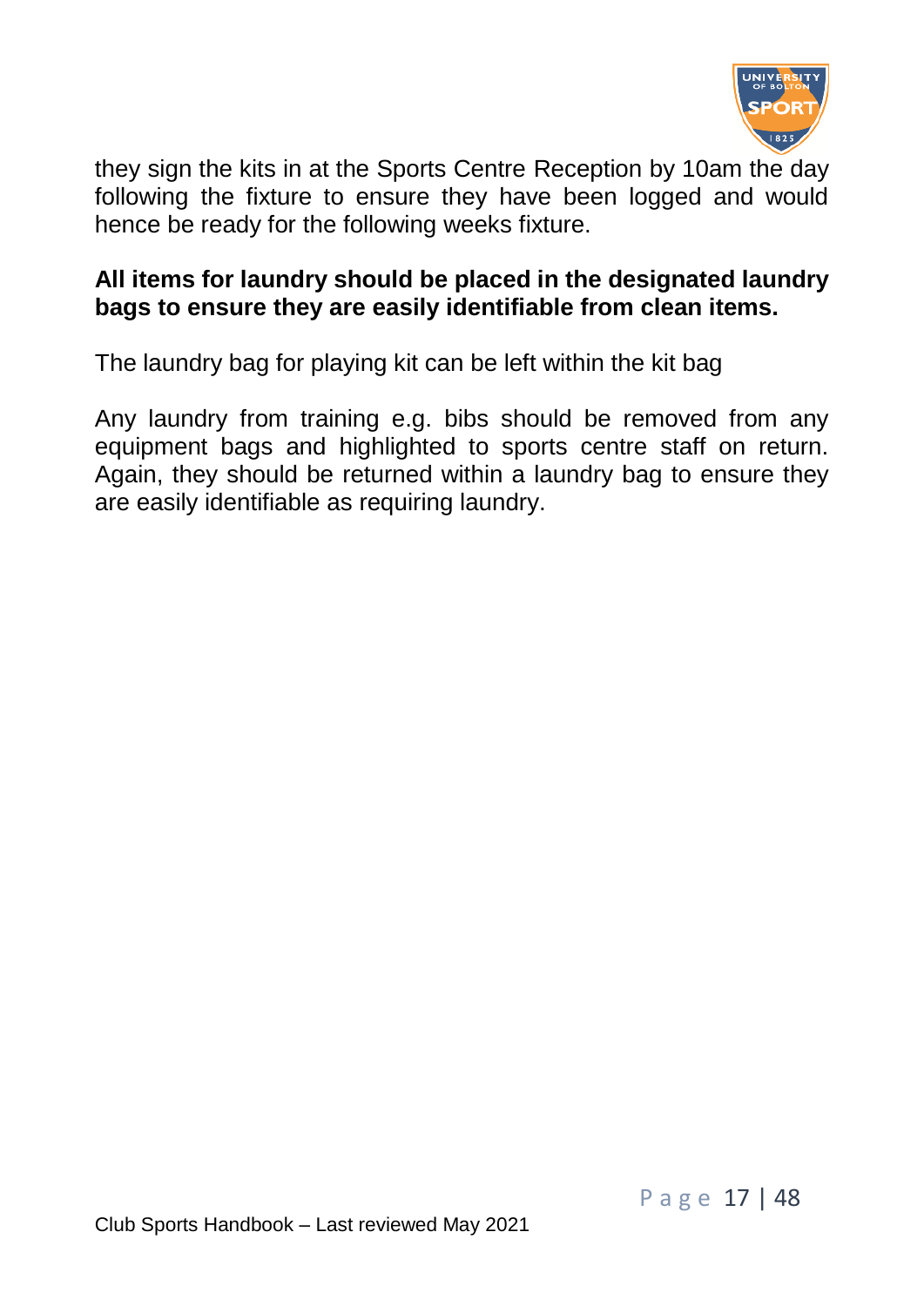they sign the kits in at the Sports Centre Reception by 10am the day following the fixture to ensure they have been logged and would hence be ready for the following weeks fixture.

**All items for laundry should be placed in the designated laundry bags to ensure they are easily identifiable from clean items.**

The laundry bag for playing kit can be left within the kit bag

Any laundry from training e.g. bibs should be removed from any equipment bags and highlighted to sports centre staff on return. Again, they should be returned within a laundry bag to ensure they are easily identifiable as requiring laundry.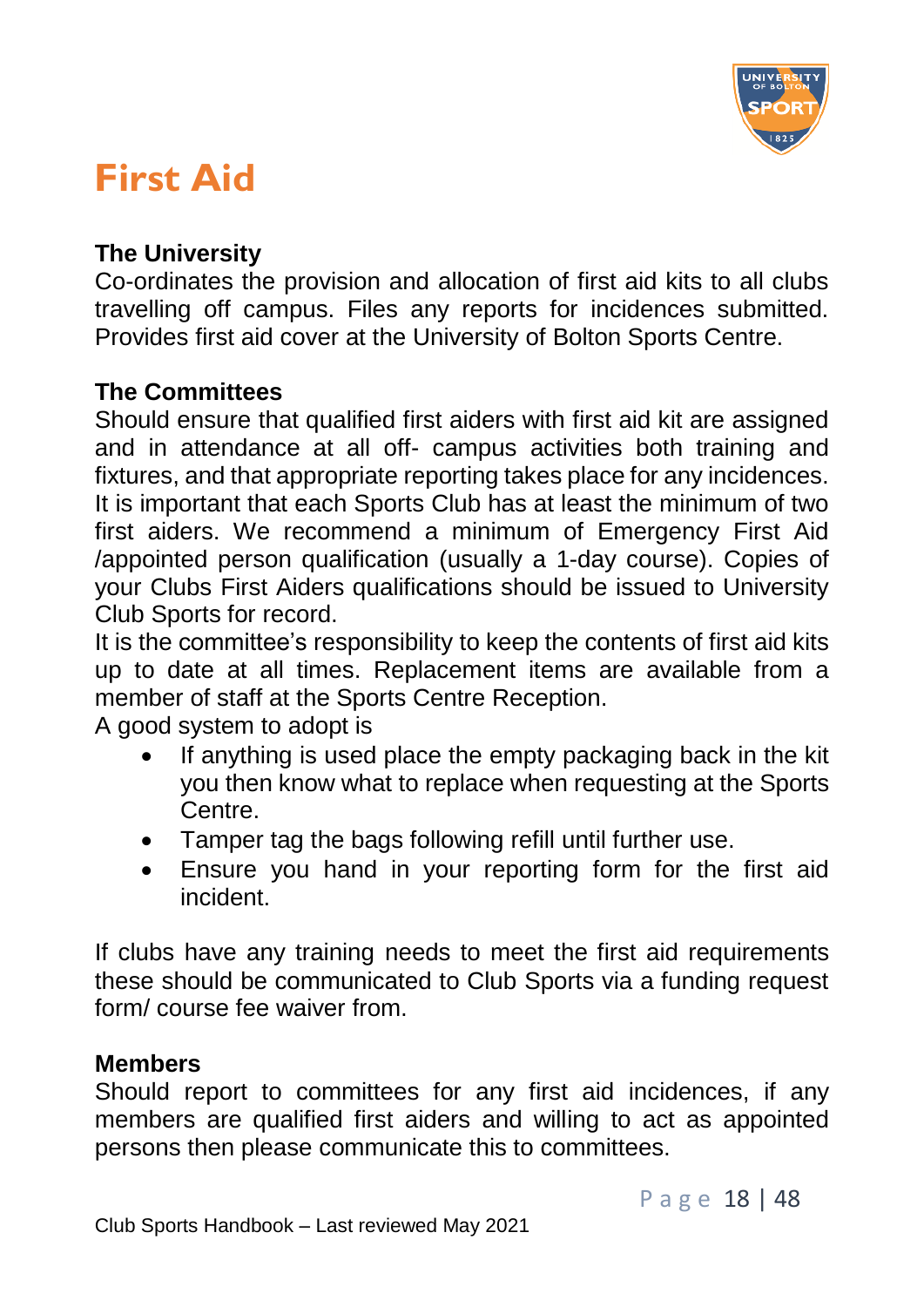# First Aid

**The University**

Co-ordinates the provision and allocation of first aid kits to all clubs travelling off campus. Files any reports for incidences submitted. Provides first aid cover at the University of Bolton Sports Centre.

**The Committees**

Should ensure that qualified first aiders with first aid kit are assigned and in attendance at all off- campus activities both training and fixtures, and that appropriate reporting takes place for any incidences. It is important that each Sports Club has at least the minimum of two first aiders. We recommend a minimum of Emergency First Aid /appointed person qualification (usually a 1-day course). Copies of your Clubs First Aiders qualifications should be issued to University Club Sports for record.

It is the committee's responsibility to keep the contents of first aid kits up to date at all times. Replacement items are available from a member of staff at the Sports Centre Reception.

A good system to adopt is

- If anything is used place the empty packaging back in the kit you then know what to replace when requesting at the Sports Centre.
- Tamper tag the bags following refill until further use.
- Ensure you hand in your reporting form for the first aid incident.

If clubs have any training needs to meet the first aid requirements these should be communicated to Club Sports via a funding request form/ course fee waiver from.

**Members**

Should report to committees for any first aid incidences, if any members are qualified first aiders and willing to act as appointed persons then please communicate this to committees.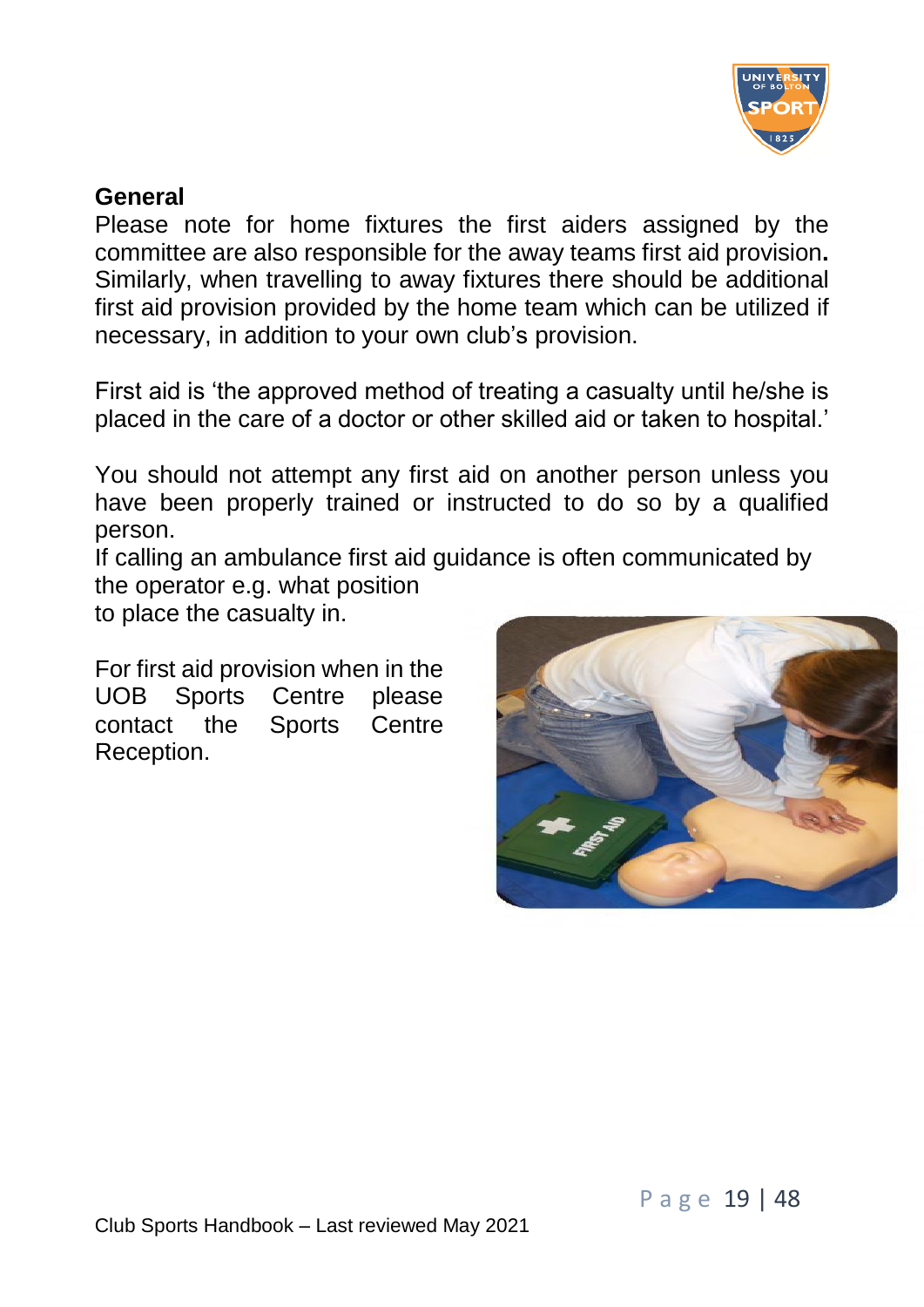## General

Please note for home fixtures the first aiders assigned by the committee are also responsible for the away teams first aid provision**.** Similarly, when travelling to away fixtures there should be additional first aid provision provided by the home team which can be utilized if necessary, in addition to your own club's provision.

First aid is 'the approved method of treating a casualty until he/she is placed in the care of a doctor or other skilled aid or taken to hospital.'

You should not attempt any first aid on another person unless you have been properly trained or instructed to do so by a qualified person.

If calling an ambulance first aid guidance is often communicated by the operator e.g. what position to place the casualty in.

For first aid provision when in the UOB Sports Centre please contact the Sports Centre Reception.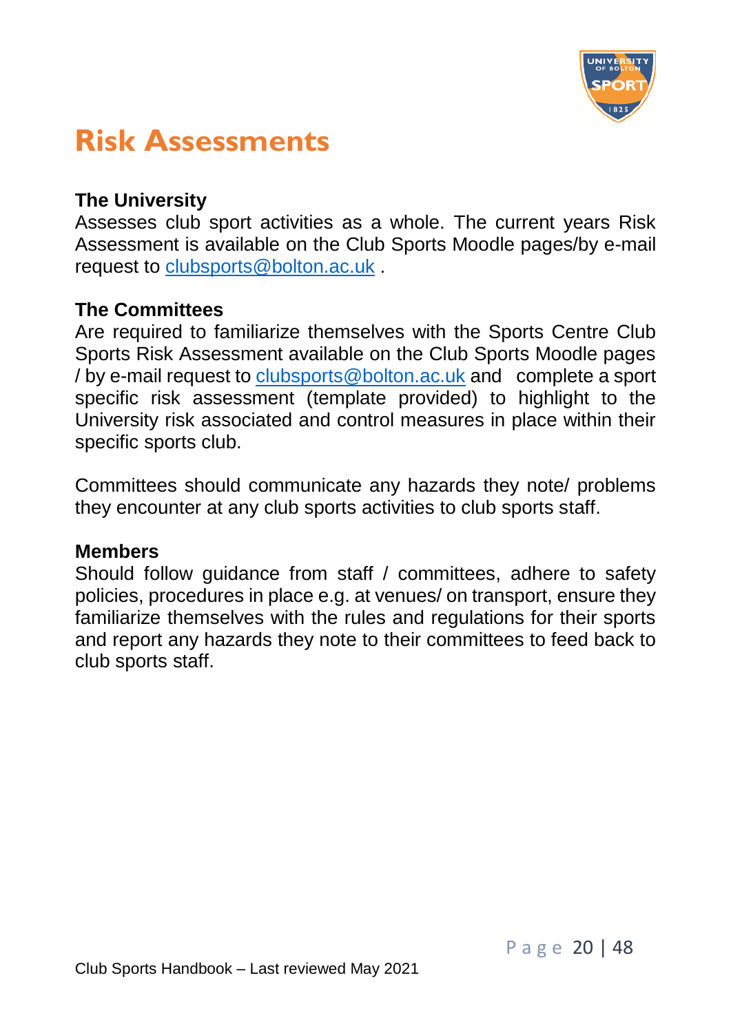# Risk Assessments

**The University**
Assesses club sport activities as a whole. The current years Risk Assessment is available on the Club Sports Moodle pages/by e-mail request to clubsports@bolton.ac.uk .

**The Committees**
Are required to familiarize themselves with the Sports Centre Club Sports Risk Assessment available on the Club Sports Moodle pages / by e-mail request to clubsports@bolton.ac.uk and complete a sport specific risk assessment (template provided) to highlight to the University risk associated and control measures in place within their specific sports club.

Committees should communicate any hazards they note/ problems they encounter at any club sports activities to club sports staff.

**Members**
Should follow guidance from staff / committees, adhere to safety policies, procedures in place e.g. at venues/ on transport, ensure they familiarize themselves with the rules and regulations for their sports and report any hazards they note to their committees to feed back to club sports staff.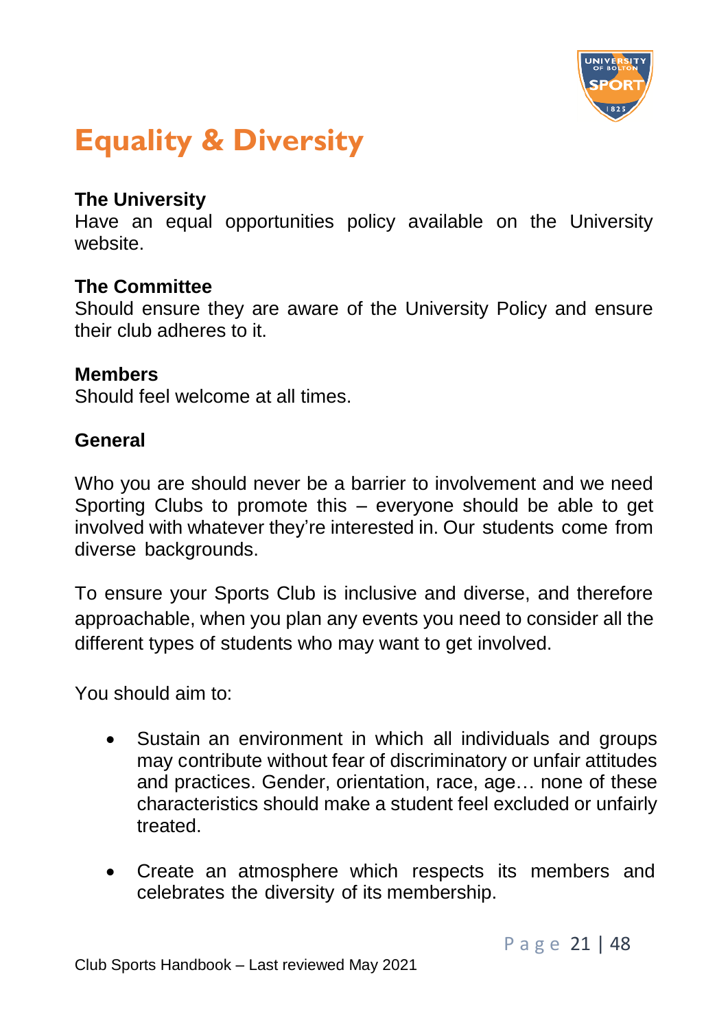# Equality & Diversity

**The University**
Have an equal opportunities policy available on the University website.

**The Committee**
Should ensure they are aware of the University Policy and ensure their club adheres to it.

**Members**
Should feel welcome at all times.

**General**

Who you are should never be a barrier to involvement and we need Sporting Clubs to promote this – everyone should be able to get involved with whatever they're interested in. Our students come from diverse backgrounds.

To ensure your Sports Club is inclusive and diverse, and therefore approachable, when you plan any events you need to consider all the different types of students who may want to get involved.

You should aim to:

- Sustain an environment in which all individuals and groups may contribute without fear of discriminatory or unfair attitudes and practices. Gender, orientation, race, age… none of these characteristics should make a student feel excluded or unfairly treated.
- Create an atmosphere which respects its members and celebrates the diversity of its membership.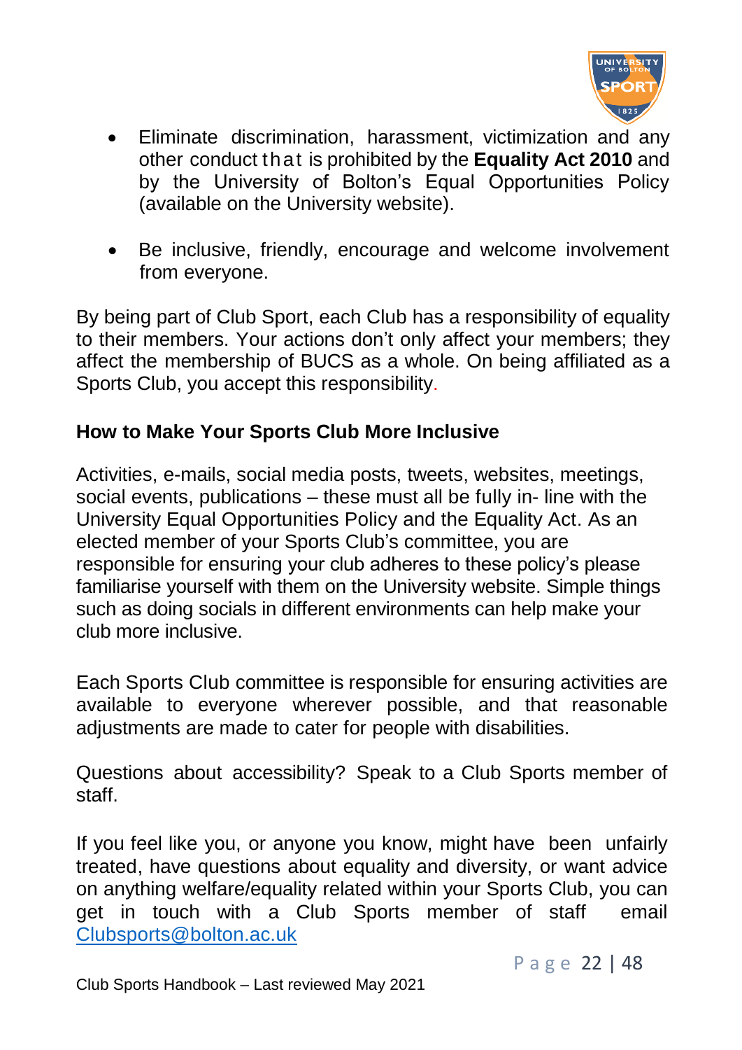- Eliminate discrimination, harassment, victimization and any other conduct that is prohibited by the **Equality Act 2010** and by the University of Bolton's Equal Opportunities Policy (available on the University website).

- Be inclusive, friendly, encourage and welcome involvement from everyone.

By being part of Club Sport, each Club has a responsibility of equality to their members. Your actions don't only affect your members; they affect the membership of BUCS as a whole. On being affiliated as a Sports Club, you accept this responsibility.

**How to Make Your Sports Club More Inclusive**

Activities, e-mails, social media posts, tweets, websites, meetings, social events, publications – these must all be fully in- line with the University Equal Opportunities Policy and the Equality Act. As an elected member of your Sports Club's committee, you are responsible for ensuring your club adheres to these policy's please familiarise yourself with them on the University website. Simple things such as doing socials in different environments can help make your club more inclusive.

Each Sports Club committee is responsible for ensuring activities are available to everyone wherever possible, and that reasonable adjustments are made to cater for people with disabilities.

Questions about accessibility? Speak to a Club Sports member of staff.

If you feel like you, or anyone you know, might have been unfairly treated, have questions about equality and diversity, or want advice on anything welfare/equality related within your Sports Club, you can get in touch with a Club Sports member of staff email Clubsports@bolton.ac.uk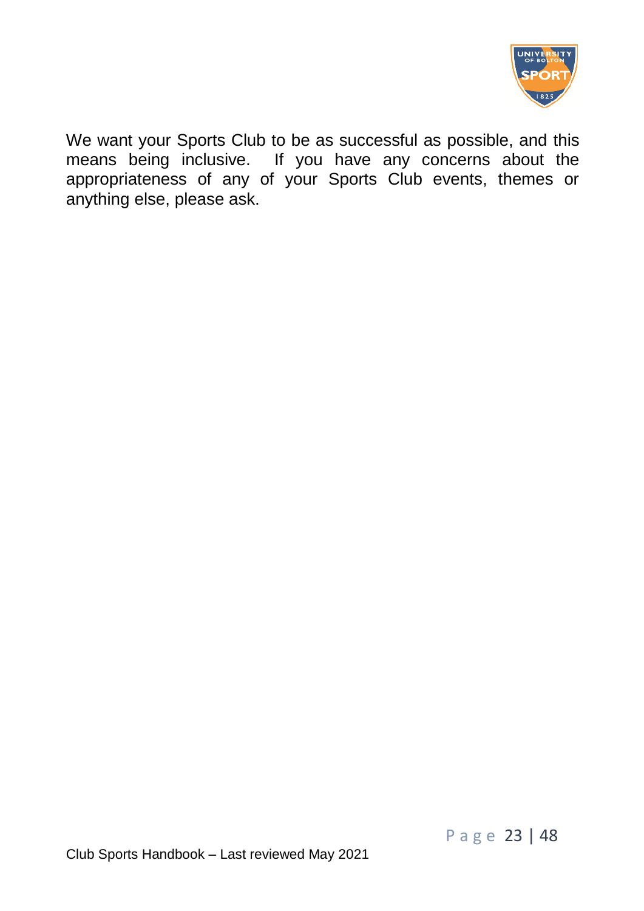We want your Sports Club to be as successful as possible, and this means being inclusive. If you have any concerns about the appropriateness of any of your Sports Club events, themes or anything else, please ask.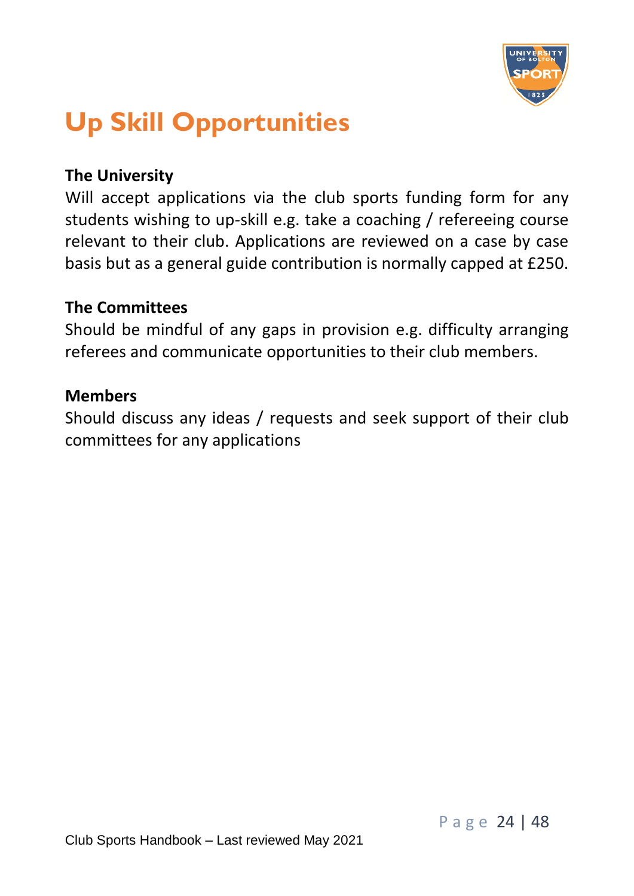# Up Skill Opportunities

**The University**

Will accept applications via the club sports funding form for any students wishing to up-skill e.g. take a coaching / refereeing course relevant to their club. Applications are reviewed on a case by case basis but as a general guide contribution is normally capped at £250.

**The Committees**

Should be mindful of any gaps in provision e.g. difficulty arranging referees and communicate opportunities to their club members.

**Members**

Should discuss any ideas / requests and seek support of their club committees for any applications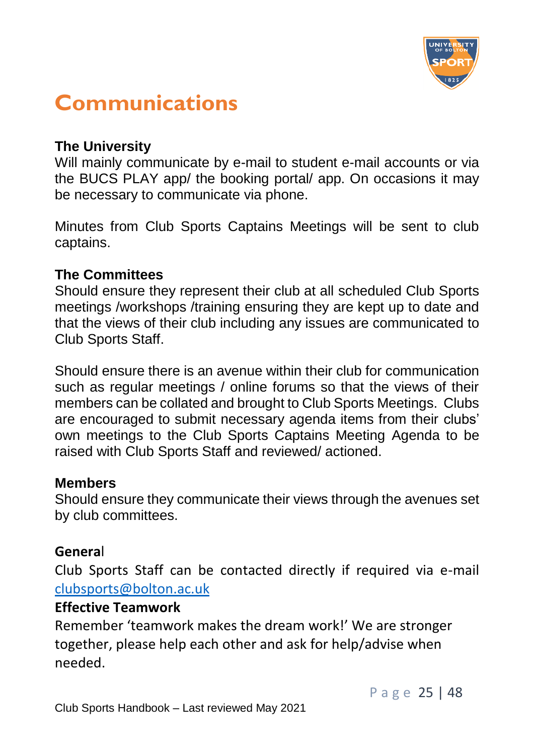# Communications

**The University**

Will mainly communicate by e-mail to student e-mail accounts or via the BUCS PLAY app/ the booking portal/ app. On occasions it may be necessary to communicate via phone.

Minutes from Club Sports Captains Meetings will be sent to club captains.

**The Committees**

Should ensure they represent their club at all scheduled Club Sports meetings /workshops /training ensuring they are kept up to date and that the views of their club including any issues are communicated to Club Sports Staff.

Should ensure there is an avenue within their club for communication such as regular meetings / online forums so that the views of their members can be collated and brought to Club Sports Meetings. Clubs are encouraged to submit necessary agenda items from their clubs' own meetings to the Club Sports Captains Meeting Agenda to be raised with Club Sports Staff and reviewed/ actioned.

**Members**

Should ensure they communicate their views through the avenues set by club committees.

**General**

Club Sports Staff can be contacted directly if required via e-mail clubsports@bolton.ac.uk

**Effective Teamwork**

Remember 'teamwork makes the dream work!' We are stronger together, please help each other and ask for help/advise when needed.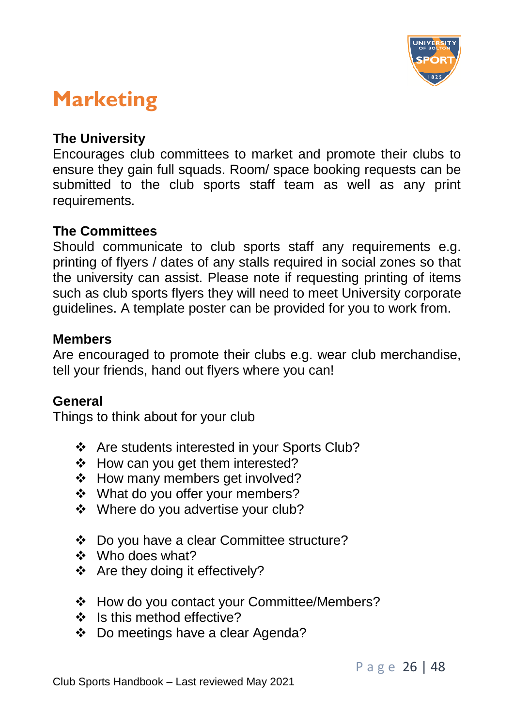# Marketing

**The University**
Encourages club committees to market and promote their clubs to ensure they gain full squads. Room/ space booking requests can be submitted to the club sports staff team as well as any print requirements.

**The Committees**
Should communicate to club sports staff any requirements e.g. printing of flyers / dates of any stalls required in social zones so that the university can assist. Please note if requesting printing of items such as club sports flyers they will need to meet University corporate guidelines. A template poster can be provided for you to work from.

**Members**
Are encouraged to promote their clubs e.g. wear club merchandise, tell your friends, hand out flyers where you can!

**General**
Things to think about for your club

- Are students interested in your Sports Club?
- How can you get them interested?
- How many members get involved?
- What do you offer your members?
- Where do you advertise your club?

- Do you have a clear Committee structure?
- Who does what?
- Are they doing it effectively?

- How do you contact your Committee/Members?
- Is this method effective?
- Do meetings have a clear Agenda?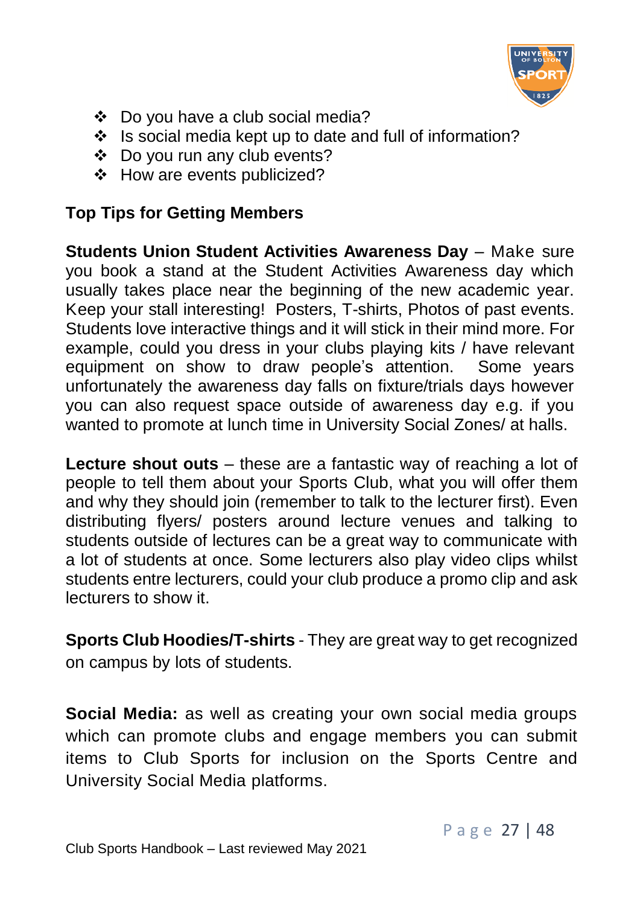- Do you have a club social media?
- Is social media kept up to date and full of information?
- Do you run any club events?
- How are events publicized?

**Top Tips for Getting Members**

**Students Union Student Activities Awareness Day** – Make sure you book a stand at the Student Activities Awareness day which usually takes place near the beginning of the new academic year. Keep your stall interesting! Posters, T-shirts, Photos of past events. Students love interactive things and it will stick in their mind more. For example, could you dress in your clubs playing kits / have relevant equipment on show to draw people's attention. Some years unfortunately the awareness day falls on fixture/trials days however you can also request space outside of awareness day e.g. if you wanted to promote at lunch time in University Social Zones/ at halls.

**Lecture shout outs** – these are a fantastic way of reaching a lot of people to tell them about your Sports Club, what you will offer them and why they should join (remember to talk to the lecturer first). Even distributing flyers/ posters around lecture venues and talking to students outside of lectures can be a great way to communicate with a lot of students at once. Some lecturers also play video clips whilst students entre lecturers, could your club produce a promo clip and ask lecturers to show it.

**Sports Club Hoodies/T-shirts** - They are great way to get recognized on campus by lots of students.

**Social Media:** as well as creating your own social media groups which can promote clubs and engage members you can submit items to Club Sports for inclusion on the Sports Centre and University Social Media platforms.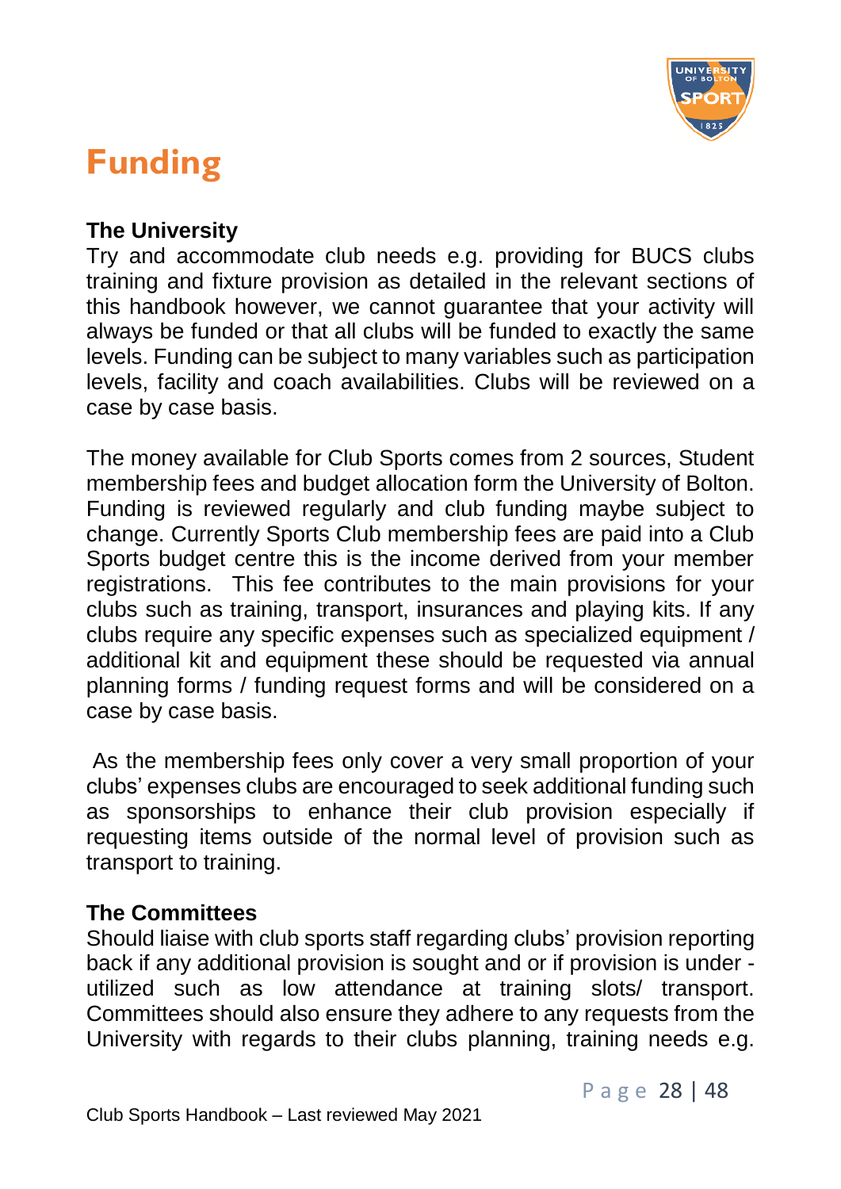# Funding

**The University**

Try and accommodate club needs e.g. providing for BUCS clubs training and fixture provision as detailed in the relevant sections of this handbook however, we cannot guarantee that your activity will always be funded or that all clubs will be funded to exactly the same levels. Funding can be subject to many variables such as participation levels, facility and coach availabilities. Clubs will be reviewed on a case by case basis.

The money available for Club Sports comes from 2 sources, Student membership fees and budget allocation form the University of Bolton. Funding is reviewed regularly and club funding maybe subject to change. Currently Sports Club membership fees are paid into a Club Sports budget centre this is the income derived from your member registrations. This fee contributes to the main provisions for your clubs such as training, transport, insurances and playing kits. If any clubs require any specific expenses such as specialized equipment / additional kit and equipment these should be requested via annual planning forms / funding request forms and will be considered on a case by case basis.

As the membership fees only cover a very small proportion of your clubs' expenses clubs are encouraged to seek additional funding such as sponsorships to enhance their club provision especially if requesting items outside of the normal level of provision such as transport to training.

**The Committees**

Should liaise with club sports staff regarding clubs' provision reporting back if any additional provision is sought and or if provision is under - utilized such as low attendance at training slots/ transport. Committees should also ensure they adhere to any requests from the University with regards to their clubs planning, training needs e.g.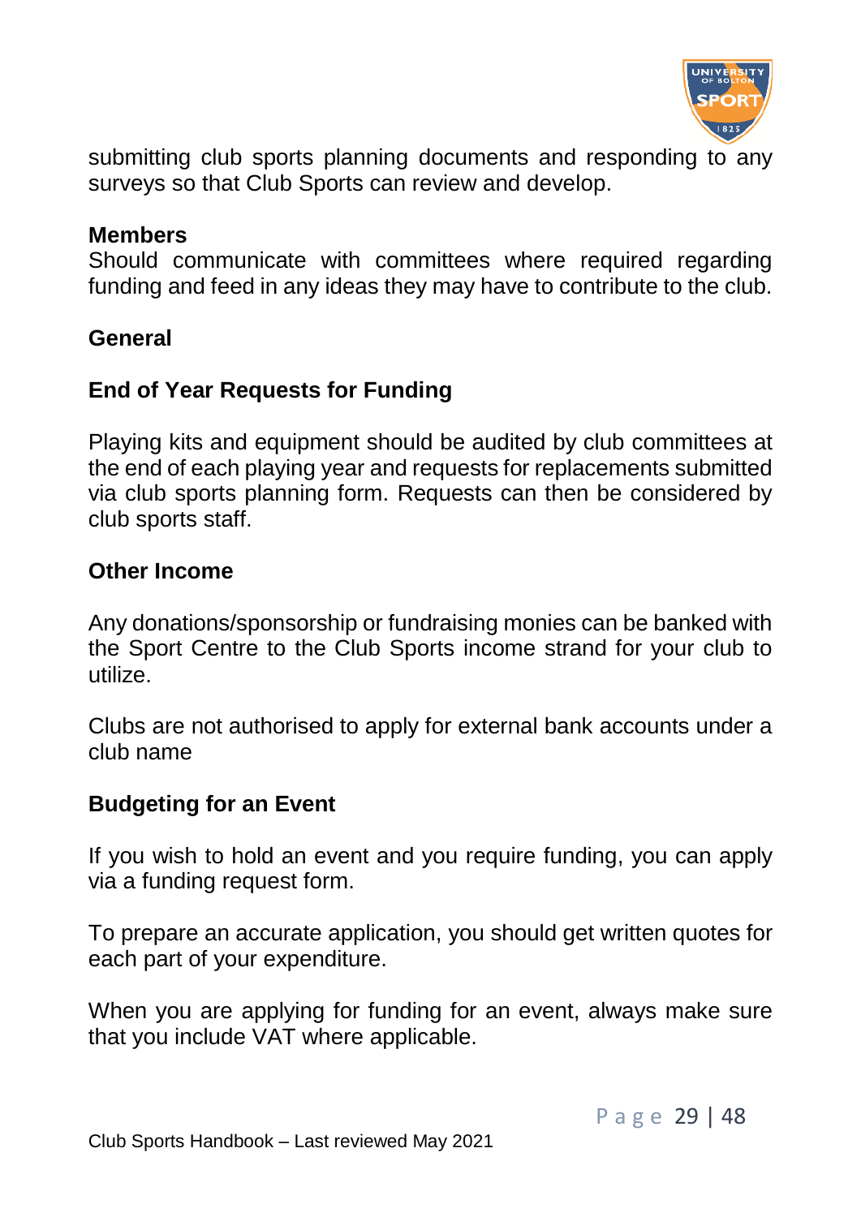submitting club sports planning documents and responding to any surveys so that Club Sports can review and develop.

**Members**

Should communicate with committees where required regarding funding and feed in any ideas they may have to contribute to the club.

## General

### End of Year Requests for Funding

Playing kits and equipment should be audited by club committees at the end of each playing year and requests for replacements submitted via club sports planning form. Requests can then be considered by club sports staff.

### Other Income

Any donations/sponsorship or fundraising monies can be banked with the Sport Centre to the Club Sports income strand for your club to utilize.

Clubs are not authorised to apply for external bank accounts under a club name

### Budgeting for an Event

If you wish to hold an event and you require funding, you can apply via a funding request form.

To prepare an accurate application, you should get written quotes for each part of your expenditure.

When you are applying for funding for an event, always make sure that you include VAT where applicable.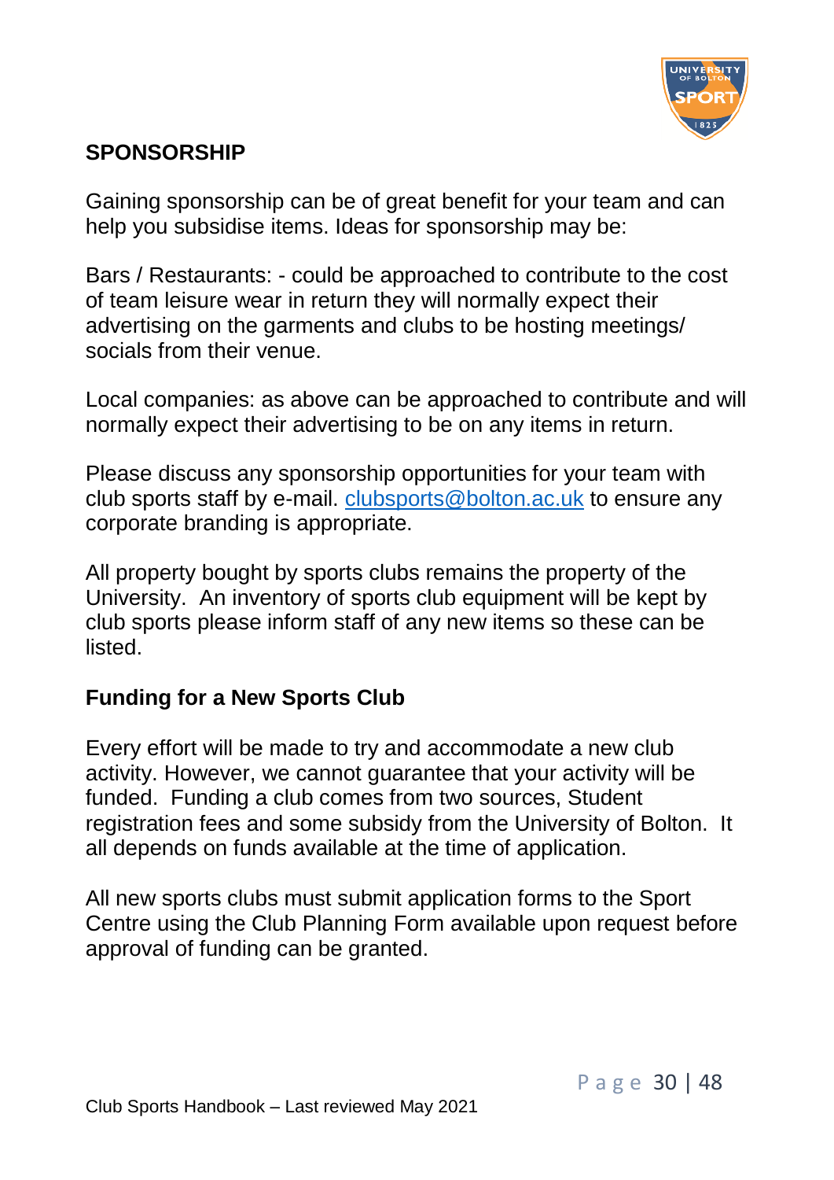## SPONSORSHIP

Gaining sponsorship can be of great benefit for your team and can help you subsidise items. Ideas for sponsorship may be:

Bars / Restaurants: - could be approached to contribute to the cost of team leisure wear in return they will normally expect their advertising on the garments and clubs to be hosting meetings/ socials from their venue.

Local companies: as above can be approached to contribute and will normally expect their advertising to be on any items in return.

Please discuss any sponsorship opportunities for your team with club sports staff by e-mail. clubsports@bolton.ac.uk to ensure any corporate branding is appropriate.

All property bought by sports clubs remains the property of the University. An inventory of sports club equipment will be kept by club sports please inform staff of any new items so these can be listed.

## Funding for a New Sports Club

Every effort will be made to try and accommodate a new club activity. However, we cannot guarantee that your activity will be funded. Funding a club comes from two sources, Student registration fees and some subsidy from the University of Bolton. It all depends on funds available at the time of application.

All new sports clubs must submit application forms to the Sport Centre using the Club Planning Form available upon request before approval of funding can be granted.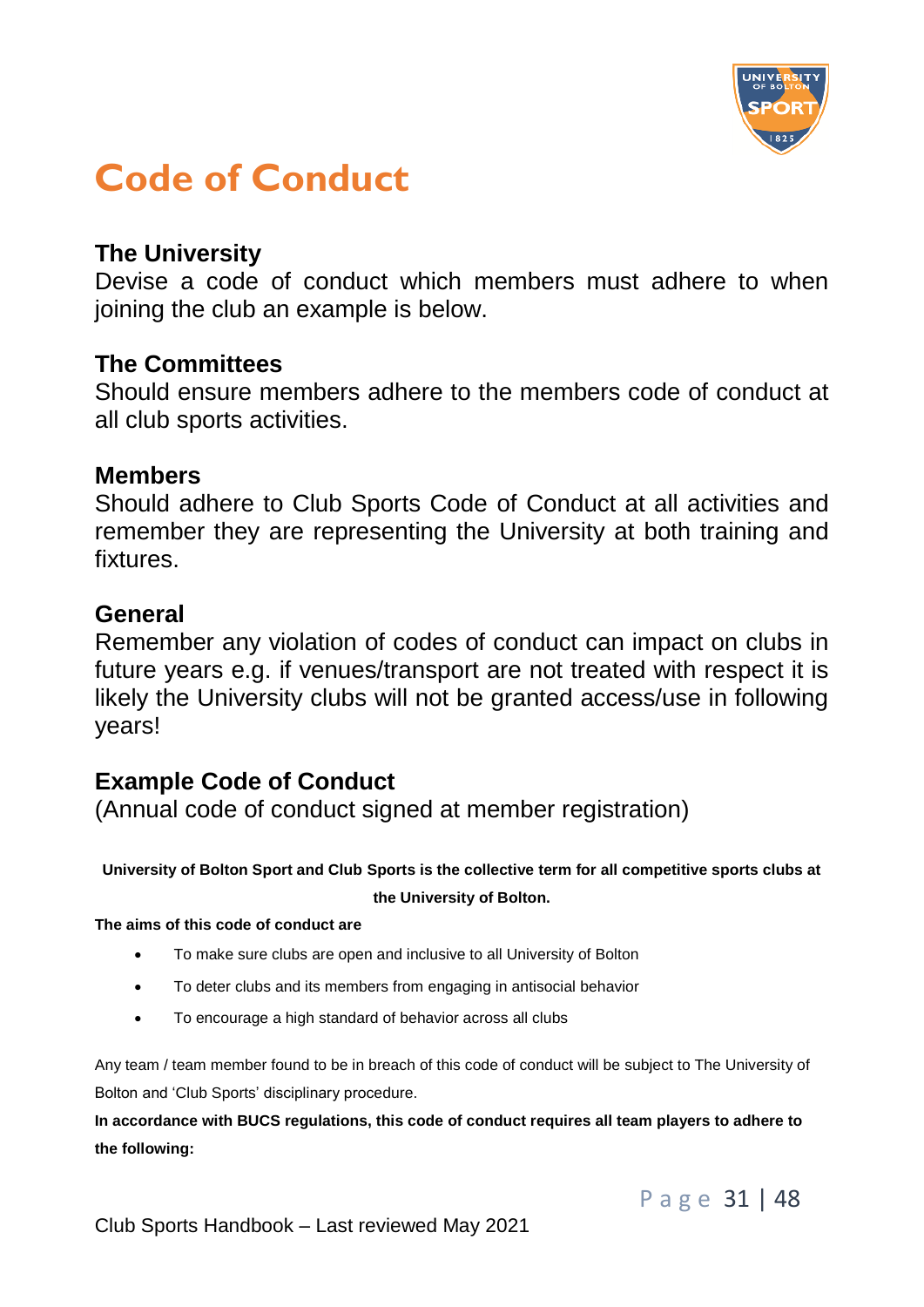# Code of Conduct

### The University

Devise a code of conduct which members must adhere to when joining the club an example is below.

### The Committees

Should ensure members adhere to the members code of conduct at all club sports activities.

### Members

Should adhere to Club Sports Code of Conduct at all activities and remember they are representing the University at both training and fixtures.

### General

Remember any violation of codes of conduct can impact on clubs in future years e.g. if venues/transport are not treated with respect it is likely the University clubs will not be granted access/use in following years!

### Example Code of Conduct

(Annual code of conduct signed at member registration)

**University of Bolton Sport and Club Sports is the collective term for all competitive sports clubs at the University of Bolton.**

**The aims of this code of conduct are**

- To make sure clubs are open and inclusive to all University of Bolton
- To deter clubs and its members from engaging in antisocial behavior
- To encourage a high standard of behavior across all clubs

Any team / team member found to be in breach of this code of conduct will be subject to The University of Bolton and 'Club Sports' disciplinary procedure.

**In accordance with BUCS regulations, this code of conduct requires all team players to adhere to the following:**

Club Sports Handbook – Last reviewed May 2021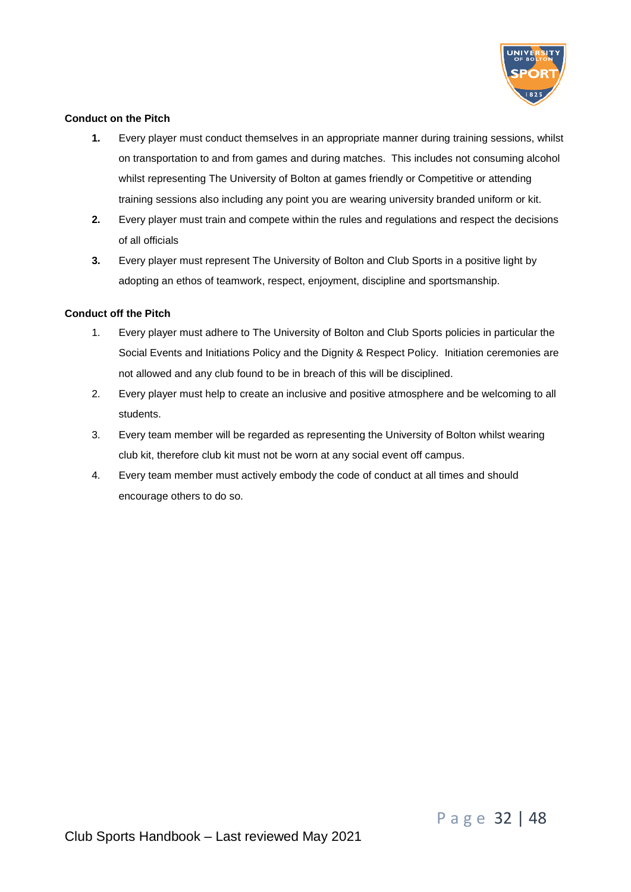**Conduct on the Pitch**

1. Every player must conduct themselves in an appropriate manner during training sessions, whilst on transportation to and from games and during matches. This includes not consuming alcohol whilst representing The University of Bolton at games friendly or Competitive or attending training sessions also including any point you are wearing university branded uniform or kit.
2. Every player must train and compete within the rules and regulations and respect the decisions of all officials
3. Every player must represent The University of Bolton and Club Sports in a positive light by adopting an ethos of teamwork, respect, enjoyment, discipline and sportsmanship.

**Conduct off the Pitch**

1. Every player must adhere to The University of Bolton and Club Sports policies in particular the Social Events and Initiations Policy and the Dignity & Respect Policy. Initiation ceremonies are not allowed and any club found to be in breach of this will be disciplined.
2. Every player must help to create an inclusive and positive atmosphere and be welcoming to all students.
3. Every team member will be regarded as representing the University of Bolton whilst wearing club kit, therefore club kit must not be worn at any social event off campus.
4. Every team member must actively embody the code of conduct at all times and should encourage others to do so.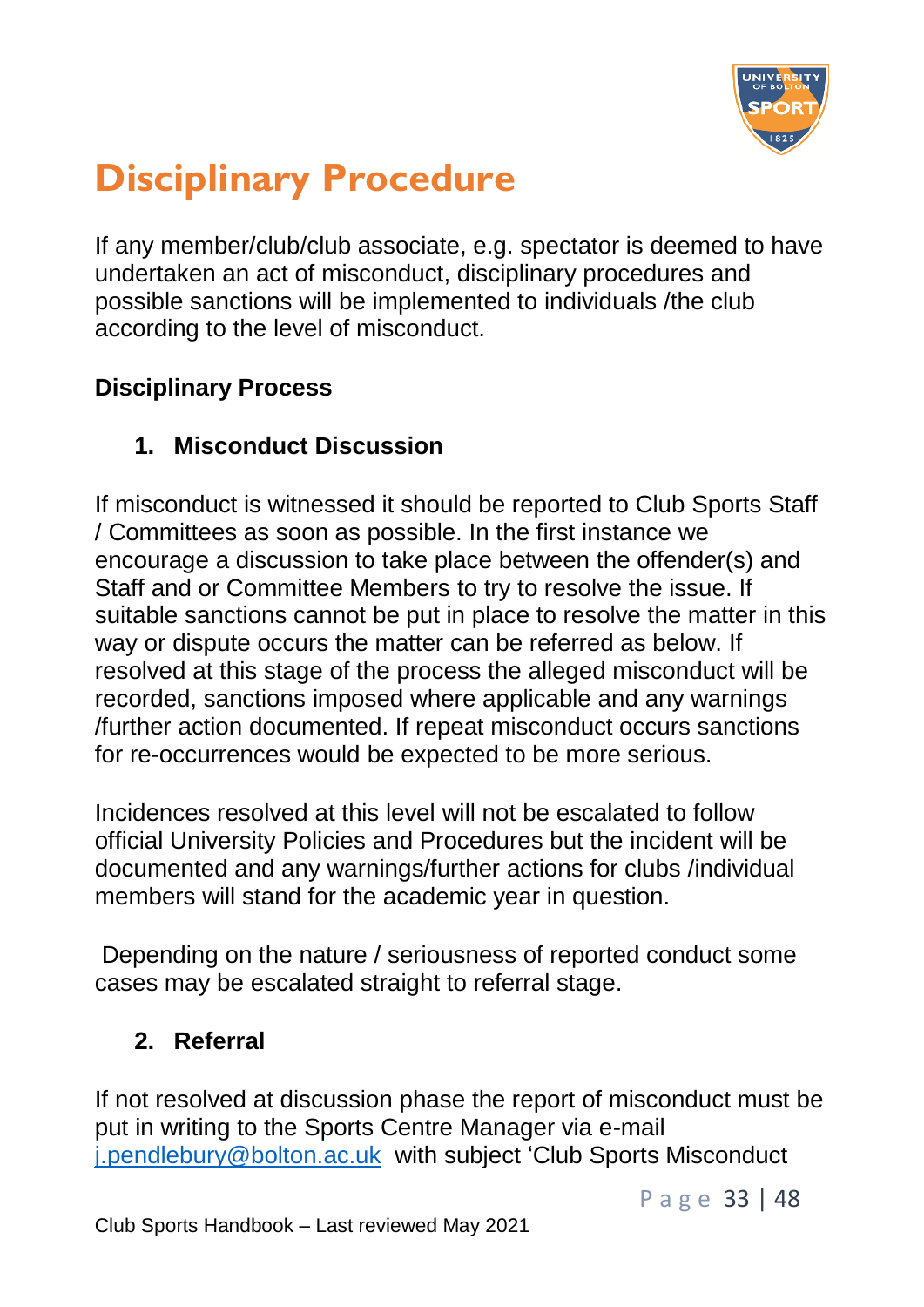# Disciplinary Procedure

If any member/club/club associate, e.g. spectator is deemed to have undertaken an act of misconduct, disciplinary procedures and possible sanctions will be implemented to individuals /the club according to the level of misconduct.

**Disciplinary Process**

### 1. Misconduct Discussion

If misconduct is witnessed it should be reported to Club Sports Staff / Committees as soon as possible. In the first instance we encourage a discussion to take place between the offender(s) and Staff and or Committee Members to try to resolve the issue. If suitable sanctions cannot be put in place to resolve the matter in this way or dispute occurs the matter can be referred as below. If resolved at this stage of the process the alleged misconduct will be recorded, sanctions imposed where applicable and any warnings /further action documented. If repeat misconduct occurs sanctions for re-occurrences would be expected to be more serious.

Incidences resolved at this level will not be escalated to follow official University Policies and Procedures but the incident will be documented and any warnings/further actions for clubs /individual members will stand for the academic year in question.

Depending on the nature / seriousness of reported conduct some cases may be escalated straight to referral stage.

### 2. Referral

If not resolved at discussion phase the report of misconduct must be put in writing to the Sports Centre Manager via e-mail [j.pendlebury@bolton.ac.uk](mailto:j.pendlebury@bolton.ac.uk) with subject 'Club Sports Misconduct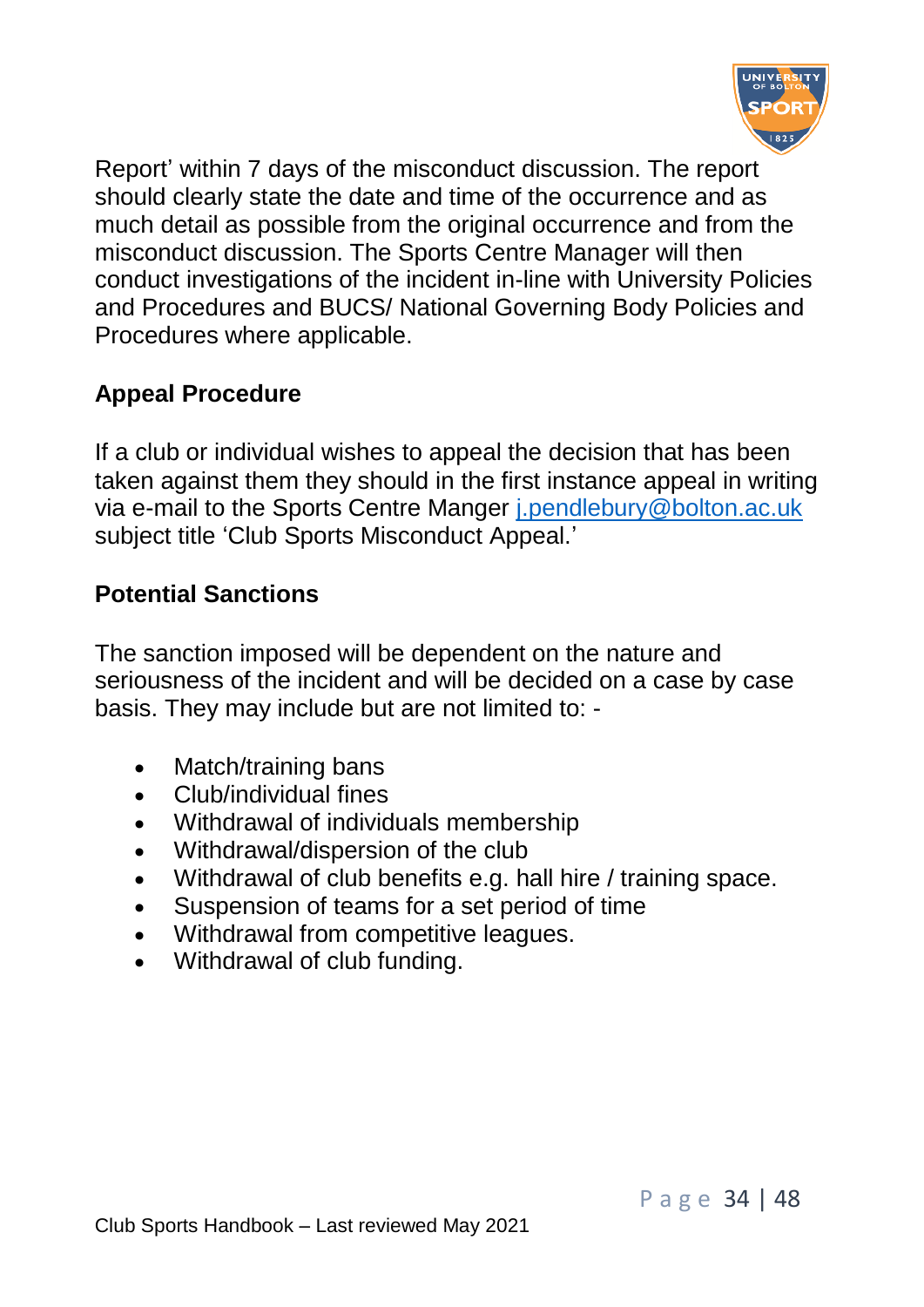Report' within 7 days of the misconduct discussion. The report should clearly state the date and time of the occurrence and as much detail as possible from the original occurrence and from the misconduct discussion. The Sports Centre Manager will then conduct investigations of the incident in-line with University Policies and Procedures and BUCS/ National Governing Body Policies and Procedures where applicable.

**Appeal Procedure**

If a club or individual wishes to appeal the decision that has been taken against them they should in the first instance appeal in writing via e-mail to the Sports Centre Manger j.pendlebury@bolton.ac.uk subject title 'Club Sports Misconduct Appeal.'

**Potential Sanctions**

The sanction imposed will be dependent on the nature and seriousness of the incident and will be decided on a case by case basis. They may include but are not limited to: -

- Match/training bans
- Club/individual fines
- Withdrawal of individuals membership
- Withdrawal/dispersion of the club
- Withdrawal of club benefits e.g. hall hire / training space.
- Suspension of teams for a set period of time
- Withdrawal from competitive leagues.
- Withdrawal of club funding.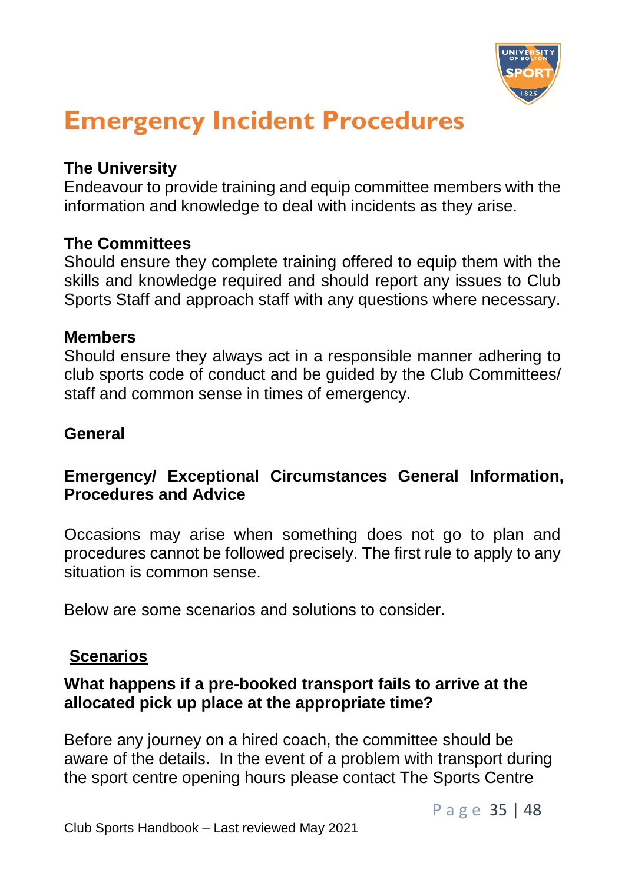# Emergency Incident Procedures

**The University**
Endeavour to provide training and equip committee members with the information and knowledge to deal with incidents as they arise.

**The Committees**
Should ensure they complete training offered to equip them with the skills and knowledge required and should report any issues to Club Sports Staff and approach staff with any questions where necessary.

**Members**
Should ensure they always act in a responsible manner adhering to club sports code of conduct and be guided by the Club Committees/ staff and common sense in times of emergency.

**General**

**Emergency/ Exceptional Circumstances General Information, Procedures and Advice**

Occasions may arise when something does not go to plan and procedures cannot be followed precisely. The first rule to apply to any situation is common sense.

Below are some scenarios and solutions to consider.

**Scenarios**

**What happens if a pre-booked transport fails to arrive at the allocated pick up place at the appropriate time?**

Before any journey on a hired coach, the committee should be aware of the details. In the event of a problem with transport during the sport centre opening hours please contact The Sports Centre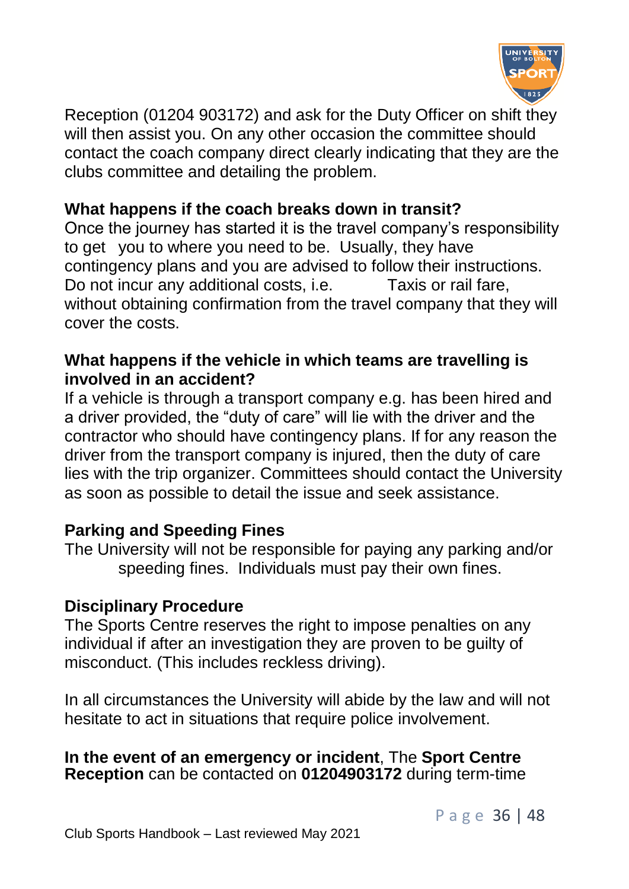Reception (01204 903172) and ask for the Duty Officer on shift they will then assist you. On any other occasion the committee should contact the coach company direct clearly indicating that they are the clubs committee and detailing the problem.

**What happens if the coach breaks down in transit?**

Once the journey has started it is the travel company's responsibility to get you to where you need to be. Usually, they have contingency plans and you are advised to follow their instructions. Do not incur any additional costs, i.e. Taxis or rail fare, without obtaining confirmation from the travel company that they will cover the costs.

**What happens if the vehicle in which teams are travelling is involved in an accident?**

If a vehicle is through a transport company e.g. has been hired and a driver provided, the "duty of care" will lie with the driver and the contractor who should have contingency plans. If for any reason the driver from the transport company is injured, then the duty of care lies with the trip organizer. Committees should contact the University as soon as possible to detail the issue and seek assistance.

**Parking and Speeding Fines**

The University will not be responsible for paying any parking and/or speeding fines. Individuals must pay their own fines.

**Disciplinary Procedure**

The Sports Centre reserves the right to impose penalties on any individual if after an investigation they are proven to be guilty of misconduct. (This includes reckless driving).

In all circumstances the University will abide by the law and will not hesitate to act in situations that require police involvement.

**In the event of an emergency or incident**, The **Sport Centre Reception** can be contacted on **01204903172** during term-time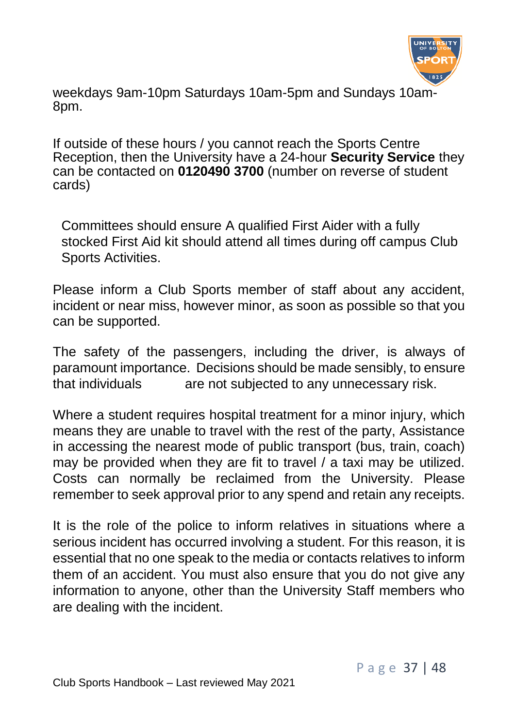weekdays 9am-10pm Saturdays 10am-5pm and Sundays 10am-8pm.

If outside of these hours / you cannot reach the Sports Centre Reception, then the University have a 24-hour **Security Service** they can be contacted on **0120490 3700** (number on reverse of student cards)

Committees should ensure A qualified First Aider with a fully stocked First Aid kit should attend all times during off campus Club Sports Activities.

Please inform a Club Sports member of staff about any accident, incident or near miss, however minor, as soon as possible so that you can be supported.

The safety of the passengers, including the driver, is always of paramount importance. Decisions should be made sensibly, to ensure that individuals are not subjected to any unnecessary risk.

Where a student requires hospital treatment for a minor injury, which means they are unable to travel with the rest of the party, Assistance in accessing the nearest mode of public transport (bus, train, coach) may be provided when they are fit to travel / a taxi may be utilized. Costs can normally be reclaimed from the University. Please remember to seek approval prior to any spend and retain any receipts.

It is the role of the police to inform relatives in situations where a serious incident has occurred involving a student. For this reason, it is essential that no one speak to the media or contacts relatives to inform them of an accident. You must also ensure that you do not give any information to anyone, other than the University Staff members who are dealing with the incident.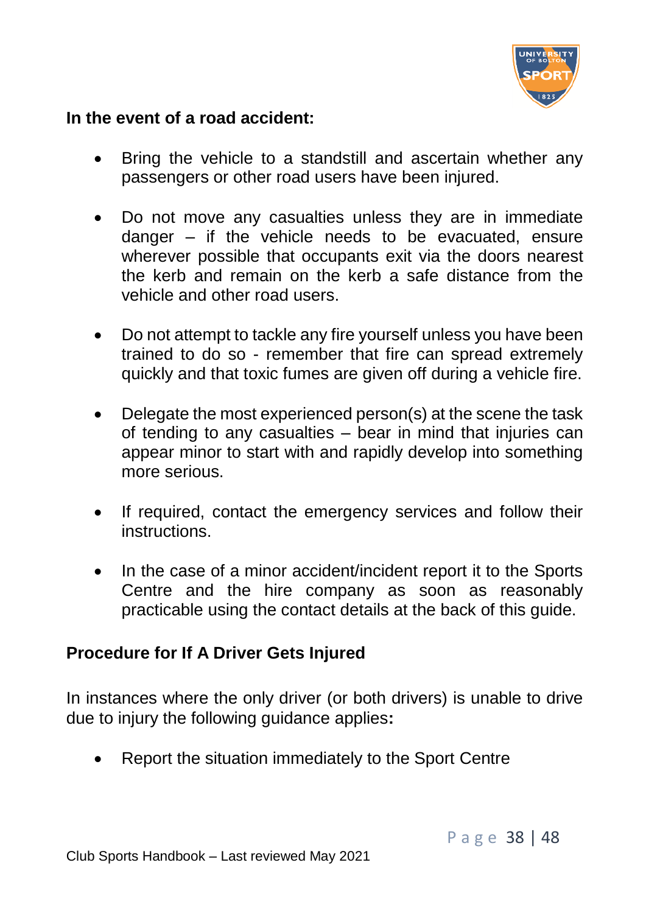**In the event of a road accident:**

- Bring the vehicle to a standstill and ascertain whether any passengers or other road users have been injured.

- Do not move any casualties unless they are in immediate danger – if the vehicle needs to be evacuated, ensure wherever possible that occupants exit via the doors nearest the kerb and remain on the kerb a safe distance from the vehicle and other road users.

- Do not attempt to tackle any fire yourself unless you have been trained to do so - remember that fire can spread extremely quickly and that toxic fumes are given off during a vehicle fire.

- Delegate the most experienced person(s) at the scene the task of tending to any casualties – bear in mind that injuries can appear minor to start with and rapidly develop into something more serious.

- If required, contact the emergency services and follow their instructions.

- In the case of a minor accident/incident report it to the Sports Centre and the hire company as soon as reasonably practicable using the contact details at the back of this guide.

**Procedure for If A Driver Gets Injured**

In instances where the only driver (or both drivers) is unable to drive due to injury the following guidance applies**:**

- Report the situation immediately to the Sport Centre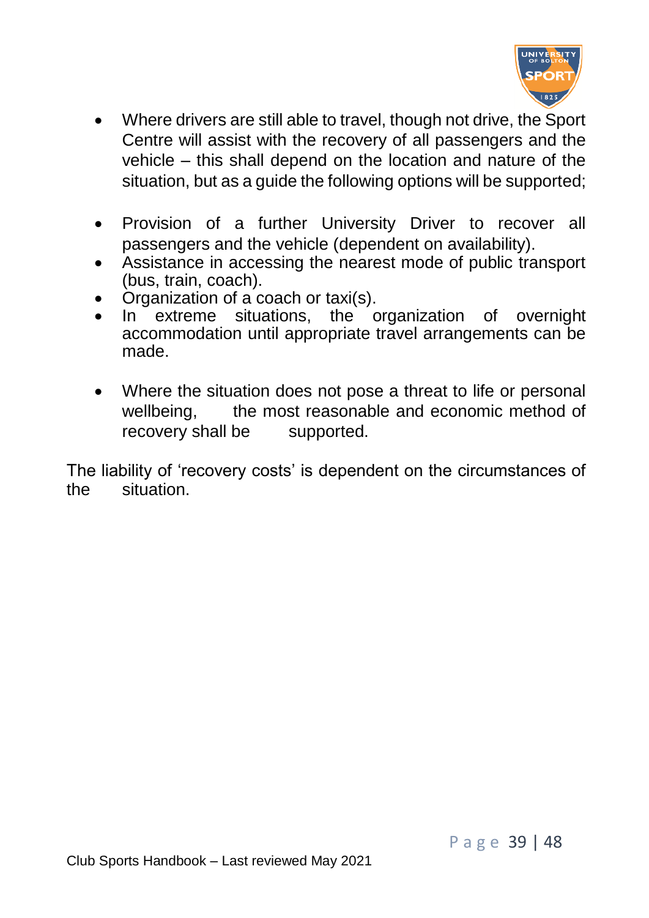- Where drivers are still able to travel, though not drive, the Sport Centre will assist with the recovery of all passengers and the vehicle – this shall depend on the location and nature of the situation, but as a guide the following options will be supported;

- Provision of a further University Driver to recover all passengers and the vehicle (dependent on availability).
- Assistance in accessing the nearest mode of public transport (bus, train, coach).
- Organization of a coach or taxi(s).
- In extreme situations, the organization of overnight accommodation until appropriate travel arrangements can be made.

- Where the situation does not pose a threat to life or personal wellbeing, the most reasonable and economic method of recovery shall be supported.

The liability of 'recovery costs' is dependent on the circumstances of the situation.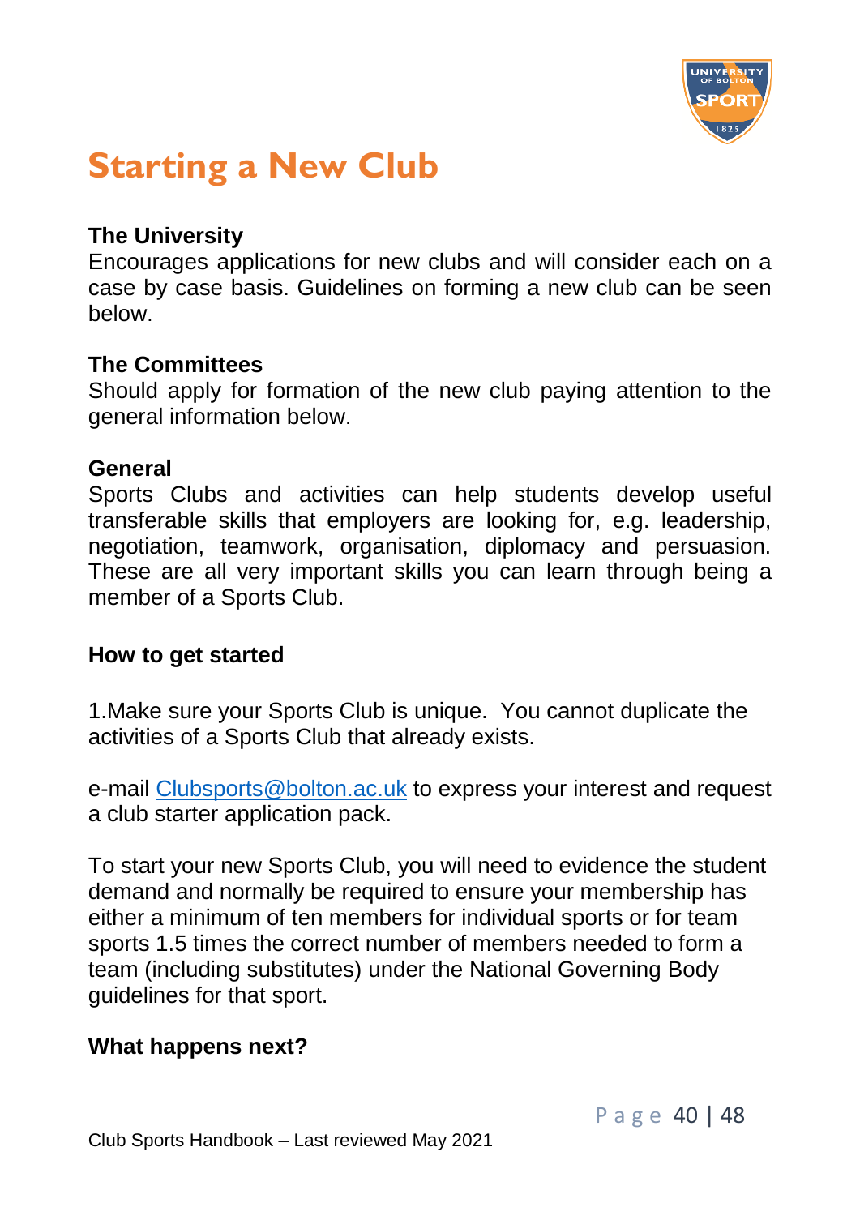# Starting a New Club

**The University**
Encourages applications for new clubs and will consider each on a case by case basis. Guidelines on forming a new club can be seen below.

**The Committees**
Should apply for formation of the new club paying attention to the general information below.

**General**
Sports Clubs and activities can help students develop useful transferable skills that employers are looking for, e.g. leadership, negotiation, teamwork, organisation, diplomacy and persuasion. These are all very important skills you can learn through being a member of a Sports Club.

**How to get started**

1.Make sure your Sports Club is unique. You cannot duplicate the activities of a Sports Club that already exists.

e-mail [Clubsports@bolton.ac.uk](mailto:Clubsports@bolton.ac.uk) to express your interest and request a club starter application pack.

To start your new Sports Club, you will need to evidence the student demand and normally be required to ensure your membership has either a minimum of ten members for individual sports or for team sports 1.5 times the correct number of members needed to form a team (including substitutes) under the National Governing Body guidelines for that sport.

**What happens next?**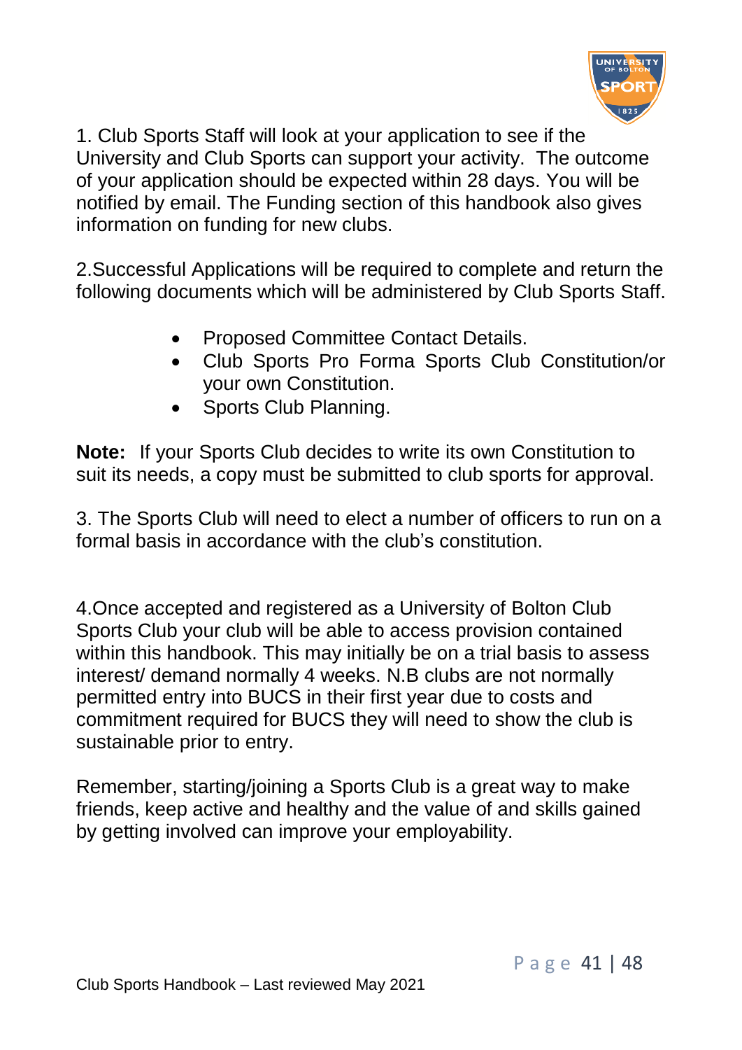1. Club Sports Staff will look at your application to see if the University and Club Sports can support your activity.  The outcome of your application should be expected within 28 days. You will be notified by email. The Funding section of this handbook also gives information on funding for new clubs.

2.Successful Applications will be required to complete and return the following documents which will be administered by Club Sports Staff.

- Proposed Committee Contact Details.
- Club Sports Pro Forma Sports Club Constitution/or your own Constitution.
- Sports Club Planning.

**Note:** If your Sports Club decides to write its own Constitution to suit its needs, a copy must be submitted to club sports for approval.

3. The Sports Club will need to elect a number of officers to run on a formal basis in accordance with the club's constitution.

4.Once accepted and registered as a University of Bolton Club Sports Club your club will be able to access provision contained within this handbook. This may initially be on a trial basis to assess interest/ demand normally 4 weeks. N.B clubs are not normally permitted entry into BUCS in their first year due to costs and commitment required for BUCS they will need to show the club is sustainable prior to entry.

Remember, starting/joining a Sports Club is a great way to make friends, keep active and healthy and the value of and skills gained by getting involved can improve your employability.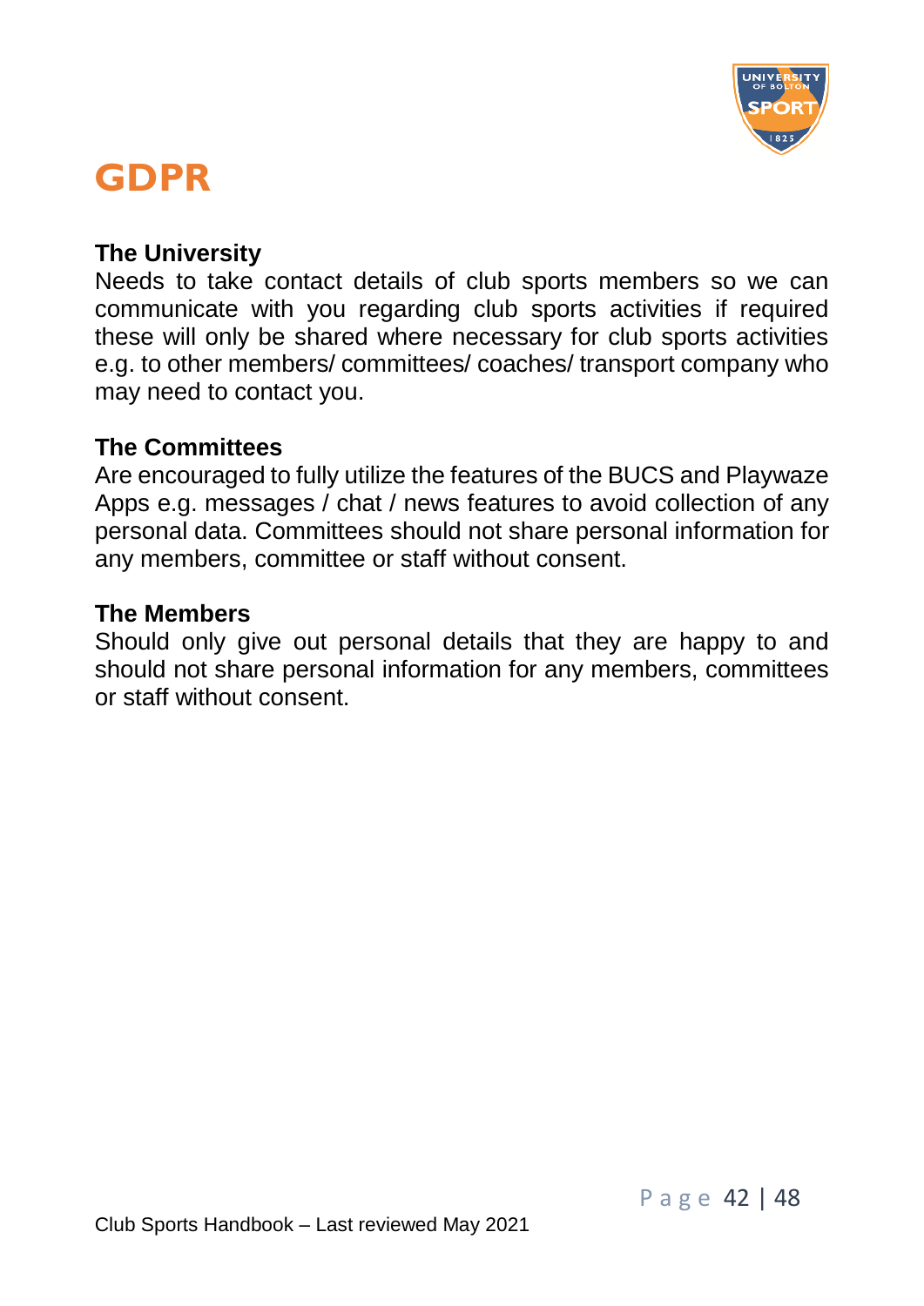# GDPR

**The University**

Needs to take contact details of club sports members so we can communicate with you regarding club sports activities if required these will only be shared where necessary for club sports activities e.g. to other members/ committees/ coaches/ transport company who may need to contact you.

**The Committees**

Are encouraged to fully utilize the features of the BUCS and Playwaze Apps e.g. messages / chat / news features to avoid collection of any personal data. Committees should not share personal information for any members, committee or staff without consent.

**The Members**

Should only give out personal details that they are happy to and should not share personal information for any members, committees or staff without consent.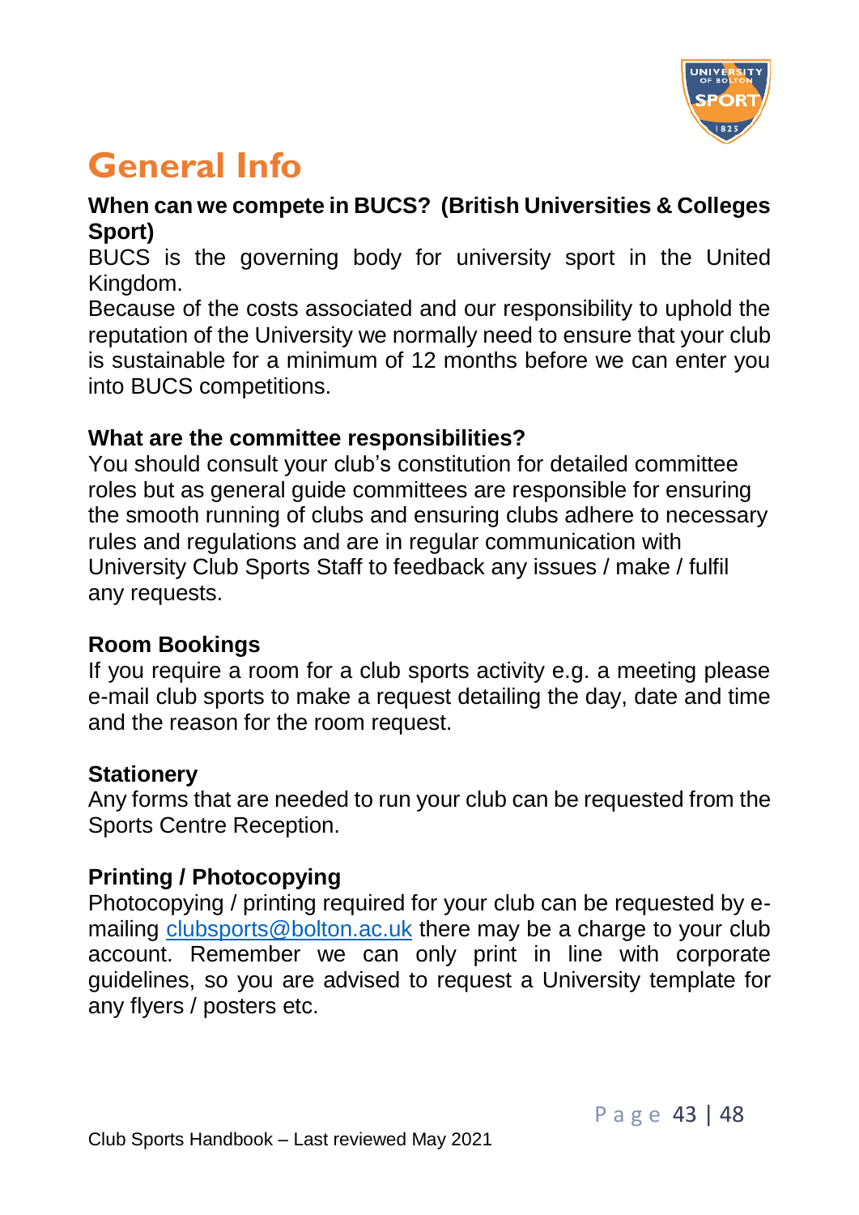# General Info

**When can we compete in BUCS? (British Universities & Colleges Sport)**

BUCS is the governing body for university sport in the United Kingdom.

Because of the costs associated and our responsibility to uphold the reputation of the University we normally need to ensure that your club is sustainable for a minimum of 12 months before we can enter you into BUCS competitions.

**What are the committee responsibilities?**

You should consult your club's constitution for detailed committee roles but as general guide committees are responsible for ensuring the smooth running of clubs and ensuring clubs adhere to necessary rules and regulations and are in regular communication with University Club Sports Staff to feedback any issues / make / fulfil any requests.

**Room Bookings**

If you require a room for a club sports activity e.g. a meeting please e-mail club sports to make a request detailing the day, date and time and the reason for the room request.

**Stationery**

Any forms that are needed to run your club can be requested from the Sports Centre Reception.

**Printing / Photocopying**

Photocopying / printing required for your club can be requested by e-mailing clubsports@bolton.ac.uk there may be a charge to your club account. Remember we can only print in line with corporate guidelines, so you are advised to request a University template for any flyers / posters etc.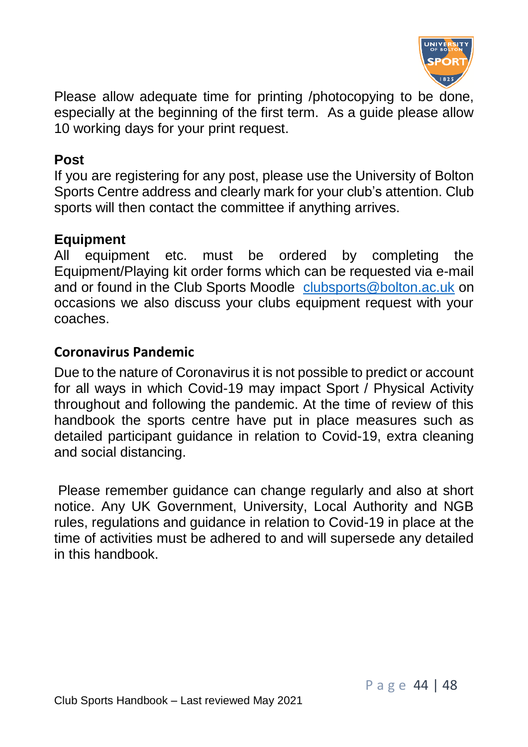Please allow adequate time for printing /photocopying to be done, especially at the beginning of the first term. As a guide please allow 10 working days for your print request.

**Post**

If you are registering for any post, please use the University of Bolton Sports Centre address and clearly mark for your club's attention. Club sports will then contact the committee if anything arrives.

**Equipment**

All equipment etc. must be ordered by completing the Equipment/Playing kit order forms which can be requested via e-mail and or found in the Club Sports Moodle clubsports@bolton.ac.uk on occasions we also discuss your clubs equipment request with your coaches.

**Coronavirus Pandemic**

Due to the nature of Coronavirus it is not possible to predict or account for all ways in which Covid-19 may impact Sport / Physical Activity throughout and following the pandemic. At the time of review of this handbook the sports centre have put in place measures such as detailed participant guidance in relation to Covid-19, extra cleaning and social distancing.

Please remember guidance can change regularly and also at short notice. Any UK Government, University, Local Authority and NGB rules, regulations and guidance in relation to Covid-19 in place at the time of activities must be adhered to and will supersede any detailed in this handbook.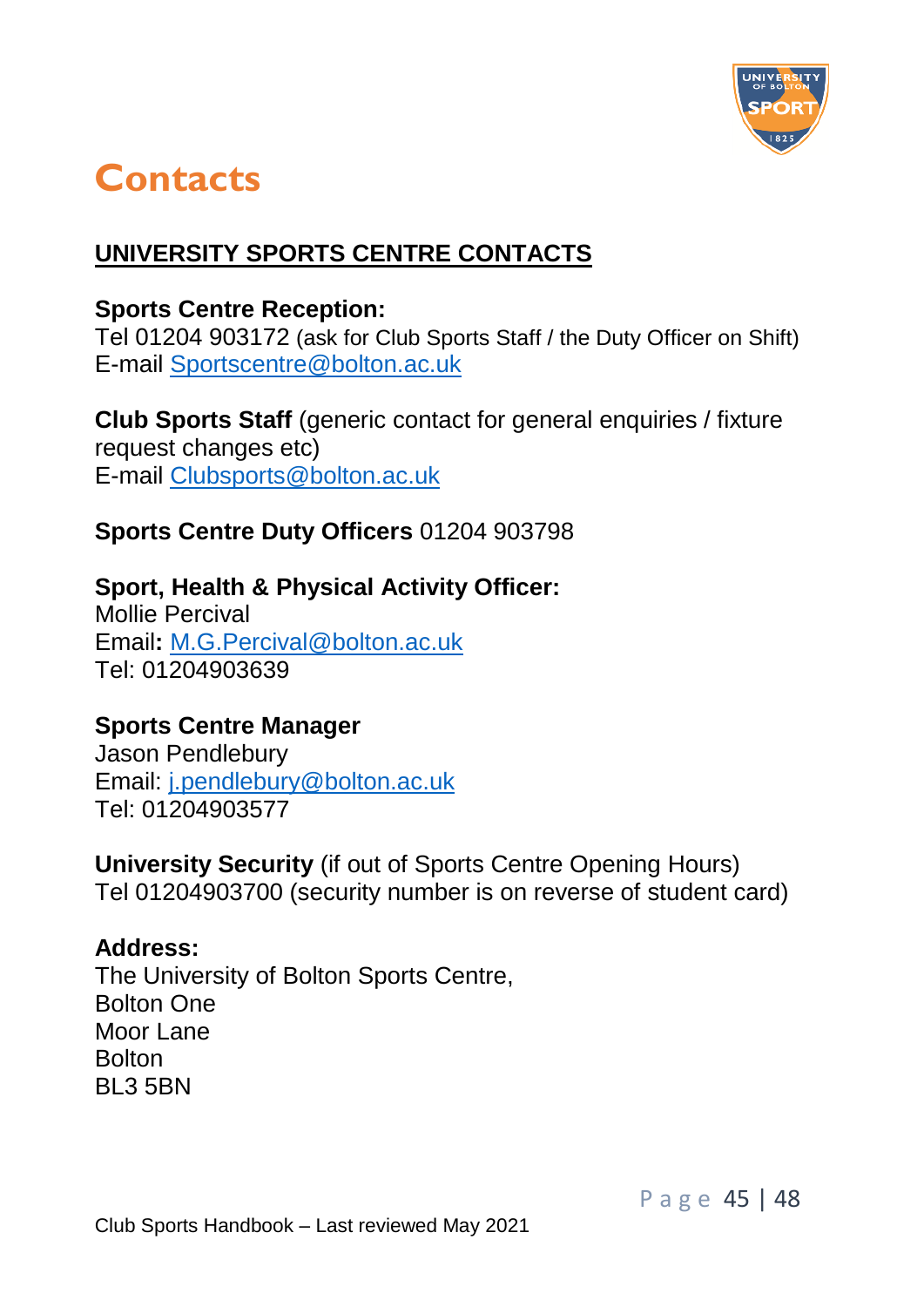# Contacts

## UNIVERSITY SPORTS CENTRE CONTACTS

**Sports Centre Reception:**
Tel 01204 903172 (ask for Club Sports Staff / the Duty Officer on Shift)
E-mail Sportscentre@bolton.ac.uk

**Club Sports Staff** (generic contact for general enquiries / fixture request changes etc)
E-mail Clubsports@bolton.ac.uk

**Sports Centre Duty Officers** 01204 903798

**Sport, Health & Physical Activity Officer:**
Mollie Percival
Email**:** M.G.Percival@bolton.ac.uk
Tel: 01204903639

**Sports Centre Manager**
Jason Pendlebury
Email: j.pendlebury@bolton.ac.uk
Tel: 01204903577

**University Security** (if out of Sports Centre Opening Hours)
Tel 01204903700 (security number is on reverse of student card)

**Address:**
The University of Bolton Sports Centre,
Bolton One
Moor Lane
Bolton
BL3 5BN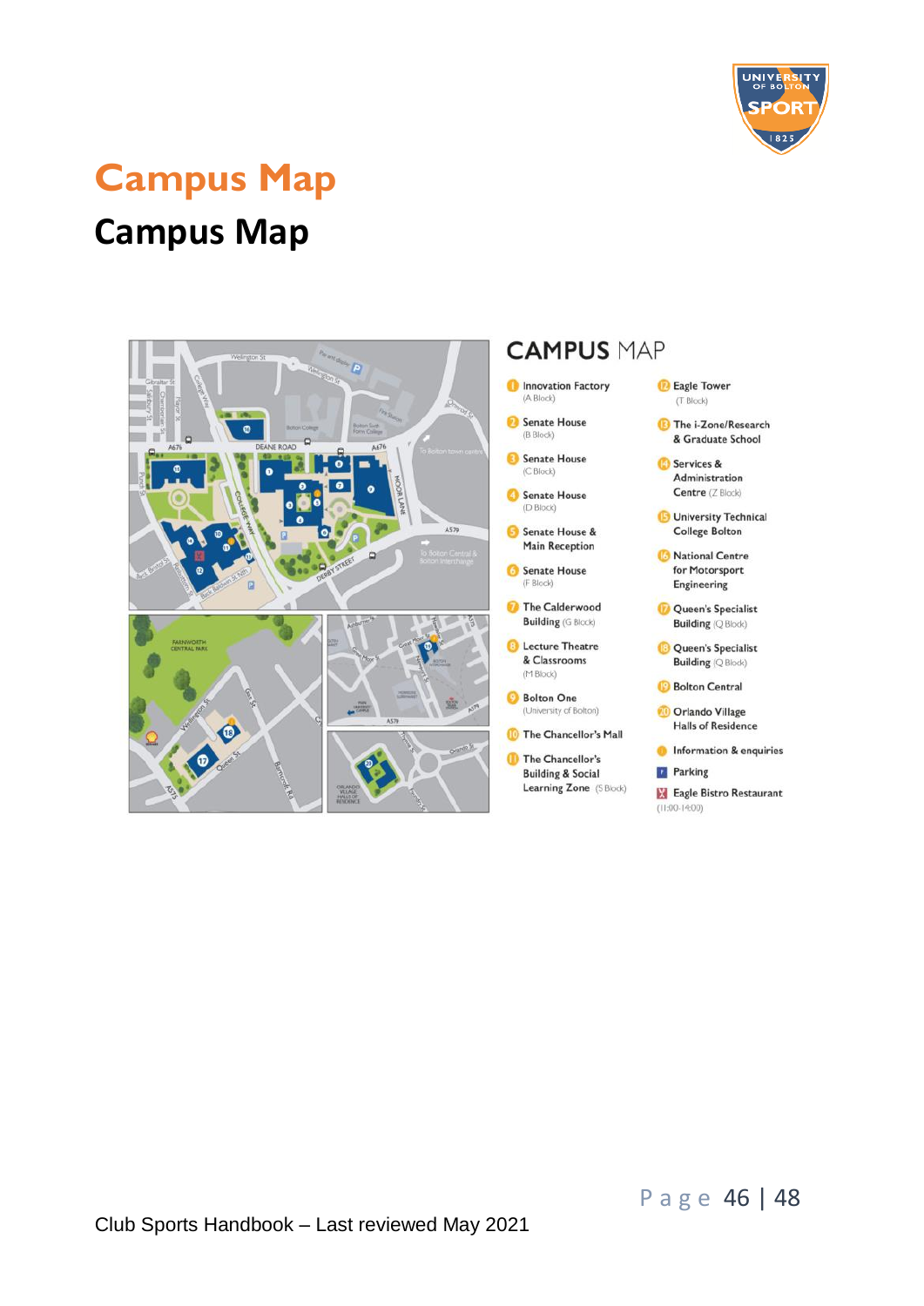# Campus Map

## Campus Map

CAMPUS MAP

1. Innovation Factory (A Block)
2. Senate House (B Block)
3. Senate House (C Block)
4. Senate House (D Block)
5. Senate House & Main Reception
6. Senate House (F Block)
7. The Calderwood Building (G Block)
8. Lecture Theatre & Classrooms (M Block)
9. Bolton One (University of Bolton)
10. The Chancellor's Mall
11. The Chancellor's Building & Social Learning Zone (S Block)
12. Eagle Tower (T Block)
13. The i-Zone/Research & Graduate School
14. Services & Administration Centre (Z Block)
15. University Technical College Bolton
16. National Centre for Motorsport Engineering
17. Queen's Specialist Building (Q Block)
18. Queen's Specialist Building (Q Block)
19. Bolton Central
20. Orlando Village Halls of Residence

- Information & enquiries
- Parking
- Eagle Bistro Restaurant (11:00-14:00)

Club Sports Handbook – Last reviewed May 2021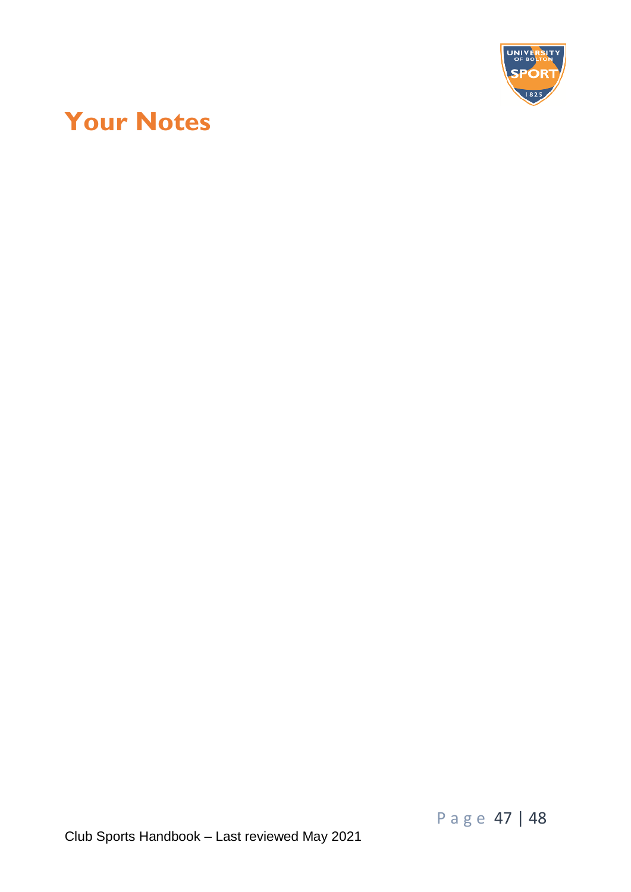# Your Notes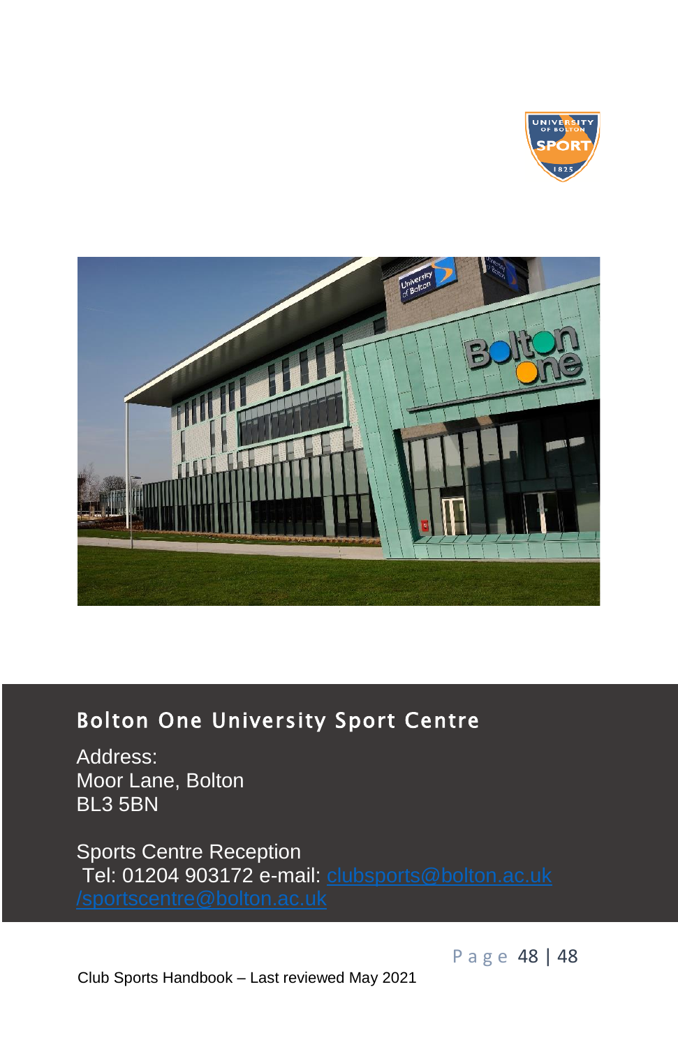## Bolton One University Sport Centre

Address:
Moor Lane, Bolton
BL3 5BN

Sports Centre Reception
Tel: 01204 903172 e-mail: clubsports@bolton.ac.uk /sportscentre@bolton.ac.uk

Club Sports Handbook – Last reviewed May 2021